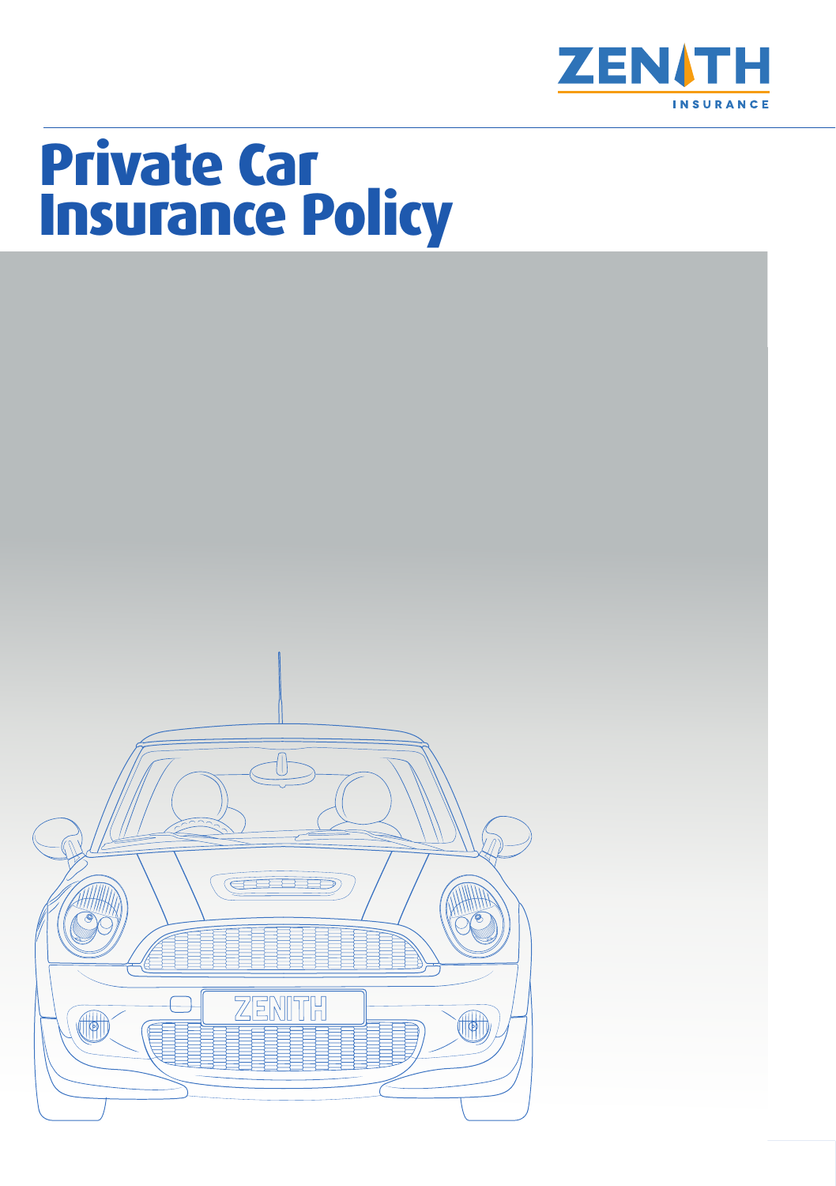ZENITH INSURANCE

# Private Car Insurance Policy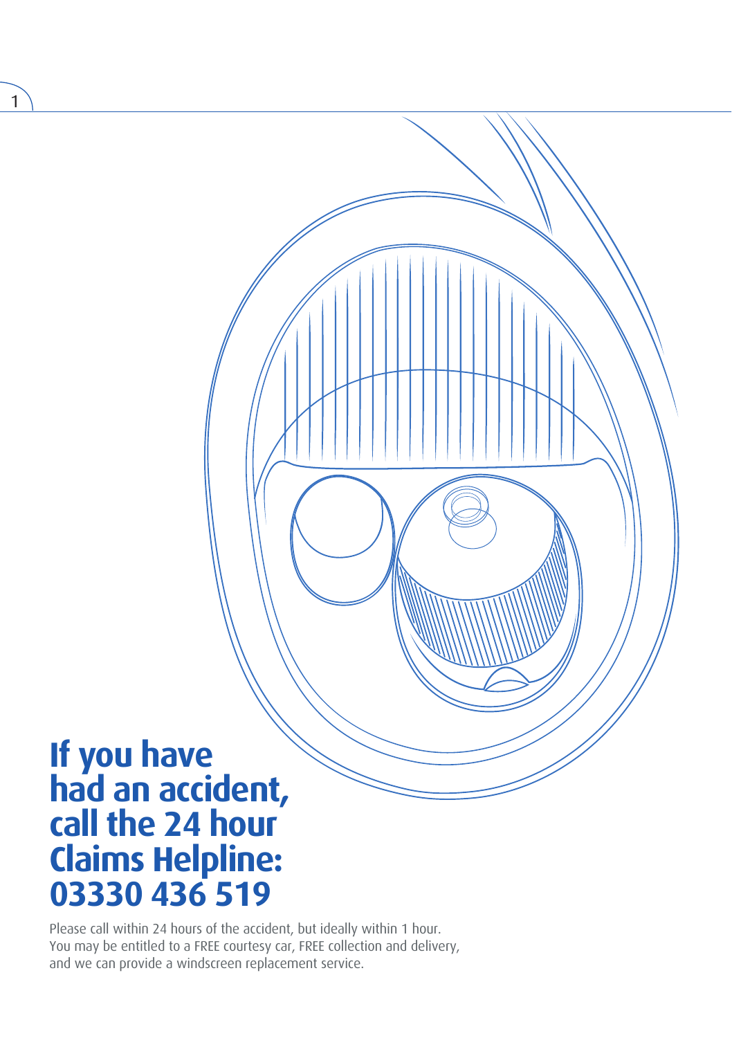# If you have had an accident, call the 24 hour Claims Helpline: 03330 436 519

Please call within 24 hours of the accident, but ideally within 1 hour. You may be entitled to a FREE courtesy car, FREE collection and delivery, and we can provide a windscreen replacement service.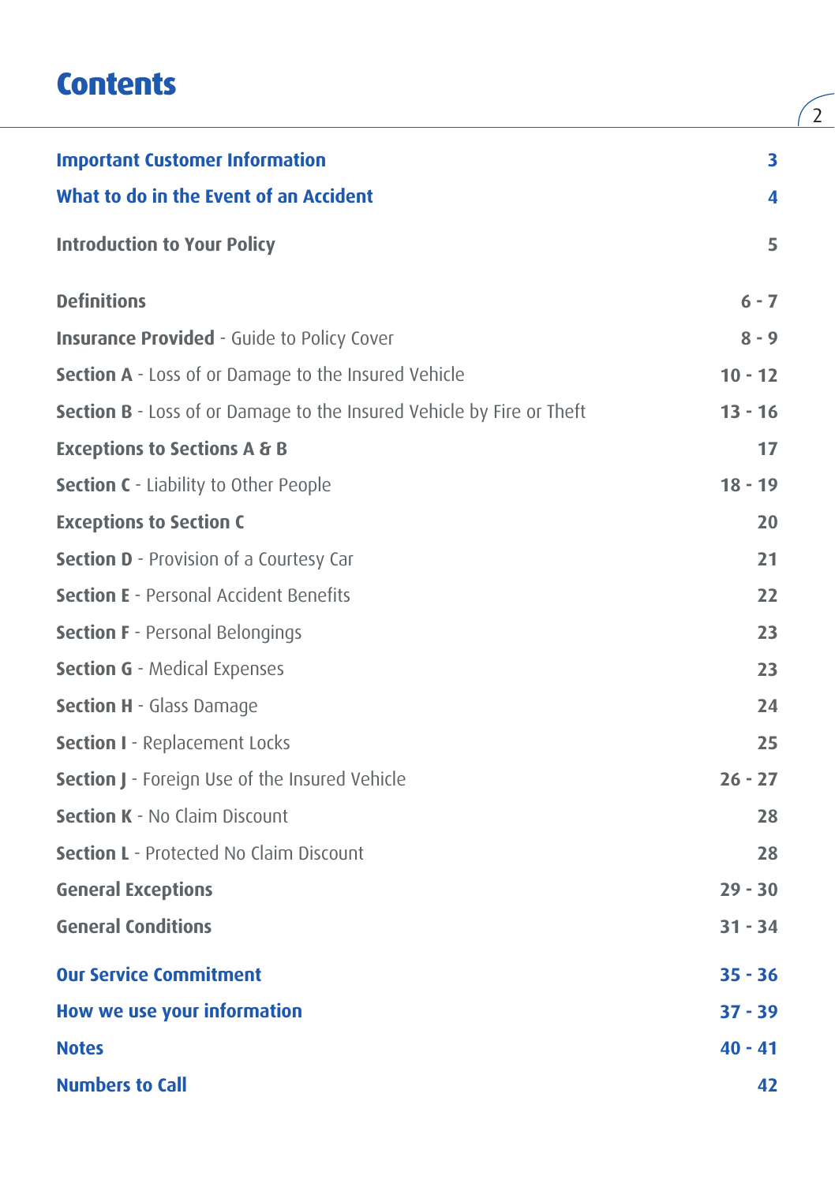# Contents

| | |
|---|---|
| **Important Customer Information** | **3** |
| **What to do in the Event of an Accident** | **4** |
| **Introduction to Your Policy** | **5** |
| **Definitions** | **6 - 7** |
| **Insurance Provided** - Guide to Policy Cover | **8 - 9** |
| **Section A** - Loss of or Damage to the Insured Vehicle | **10 - 12** |
| **Section B** - Loss of or Damage to the Insured Vehicle by Fire or Theft | **13 - 16** |
| **Exceptions to Sections A & B** | **17** |
| **Section C** - Liability to Other People | **18 - 19** |
| **Exceptions to Section C** | **20** |
| **Section D** - Provision of a Courtesy Car | **21** |
| **Section E** - Personal Accident Benefits | **22** |
| **Section F** - Personal Belongings | **23** |
| **Section G** - Medical Expenses | **23** |
| **Section H** - Glass Damage | **24** |
| **Section I** - Replacement Locks | **25** |
| **Section J** - Foreign Use of the Insured Vehicle | **26 - 27** |
| **Section K** - No Claim Discount | **28** |
| **Section L** - Protected No Claim Discount | **28** |
| **General Exceptions** | **29 - 30** |
| **General Conditions** | **31 - 34** |
| **Our Service Commitment** | **35 - 36** |
| **How we use your information** | **37 - 39** |
| **Notes** | **40 - 41** |
| **Numbers to Call** | **42** |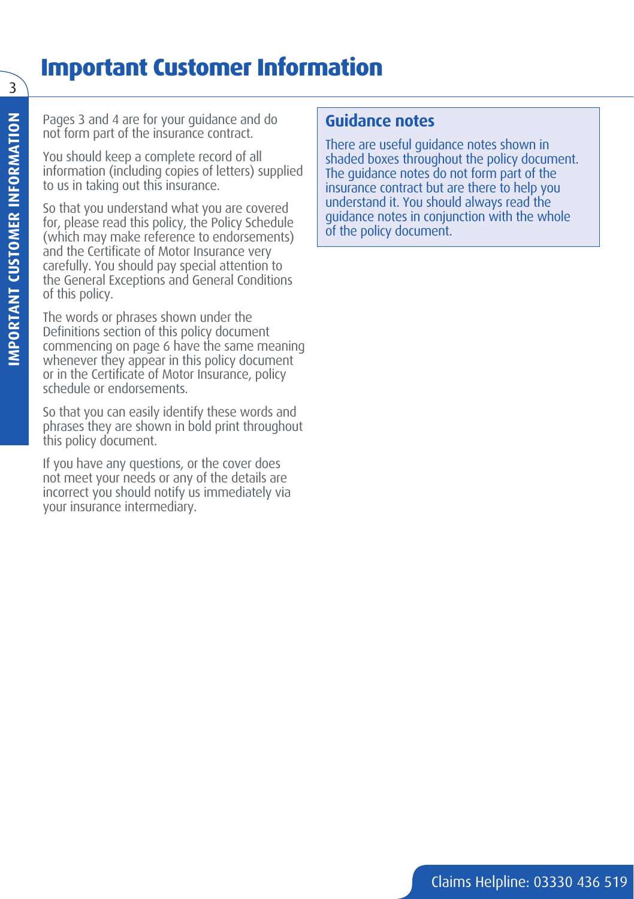# Important Customer Information

Pages 3 and 4 are for your guidance and do not form part of the insurance contract.

You should keep a complete record of all information (including copies of letters) supplied to us in taking out this insurance.

So that you understand what you are covered for, please read this policy, the Policy Schedule (which may make reference to endorsements) and the Certificate of Motor Insurance very carefully. You should pay special attention to the General Exceptions and General Conditions of this policy.

The words or phrases shown under the Definitions section of this policy document commencing on page 6 have the same meaning whenever they appear in this policy document or in the Certificate of Motor Insurance, policy schedule or endorsements.

So that you can easily identify these words and phrases they are shown in bold print throughout this policy document.

If you have any questions, or the cover does not meet your needs or any of the details are incorrect you should notify us immediately via your insurance intermediary.

## Guidance notes

There are useful guidance notes shown in shaded boxes throughout the policy document. The guidance notes do not form part of the insurance contract but are there to help you understand it. You should always read the guidance notes in conjunction with the whole of the policy document.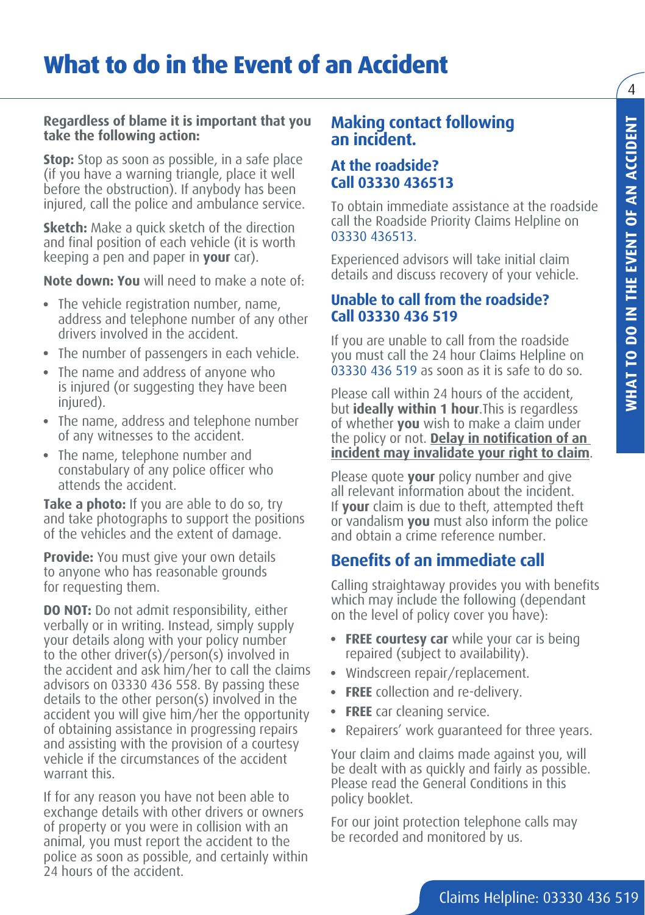# What to do in the Event of an Accident

**Regardless of blame it is important that you take the following action:**

**Stop:** Stop as soon as possible, in a safe place (if you have a warning triangle, place it well before the obstruction). If anybody has been injured, call the police and ambulance service.

**Sketch:** Make a quick sketch of the direction and final position of each vehicle (it is worth keeping a pen and paper in **your** car).

**Note down: You** will need to make a note of:

- The vehicle registration number, name, address and telephone number of any other drivers involved in the accident.
- The number of passengers in each vehicle.
- The name and address of anyone who is injured (or suggesting they have been injured).
- The name, address and telephone number of any witnesses to the accident.
- The name, telephone number and constabulary of any police officer who attends the accident.

**Take a photo:** If you are able to do so, try and take photographs to support the positions of the vehicles and the extent of damage.

**Provide:** You must give your own details to anyone who has reasonable grounds for requesting them.

**DO NOT:** Do not admit responsibility, either verbally or in writing. Instead, simply supply your details along with your policy number to the other driver(s)/person(s) involved in the accident and ask him/her to call the claims advisors on 03330 436 558. By passing these details to the other person(s) involved in the accident you will give him/her the opportunity of obtaining assistance in progressing repairs and assisting with the provision of a courtesy vehicle if the circumstances of the accident warrant this.

If for any reason you have not been able to exchange details with other drivers or owners of property or you were in collision with an animal, you must report the accident to the police as soon as possible, and certainly within 24 hours of the accident.

## Making contact following an incident.

### At the roadside? Call 03330 436513

To obtain immediate assistance at the roadside call the Roadside Priority Claims Helpline on 03330 436513.

Experienced advisors will take initial claim details and discuss recovery of your vehicle.

### Unable to call from the roadside? Call 03330 436 519

If you are unable to call from the roadside you must call the 24 hour Claims Helpline on 03330 436 519 as soon as it is safe to do so.

Please call within 24 hours of the accident, but **ideally within 1 hour**.This is regardless of whether **you** wish to make a claim under the policy or not. **Delay in notification of an incident may invalidate your right to claim**.

Please quote **your** policy number and give all relevant information about the incident. If **your** claim is due to theft, attempted theft or vandalism **you** must also inform the police and obtain a crime reference number.

## Benefits of an immediate call

Calling straightaway provides you with benefits which may include the following (dependant on the level of policy cover you have):

- **FREE courtesy car** while your car is being repaired (subject to availability).
- Windscreen repair/replacement.
- **FREE** collection and re-delivery.
- **FREE** car cleaning service.
- Repairers' work guaranteed for three years.

Your claim and claims made against you, will be dealt with as quickly and fairly as possible. Please read the General Conditions in this policy booklet.

For our joint protection telephone calls may be recorded and monitored by us.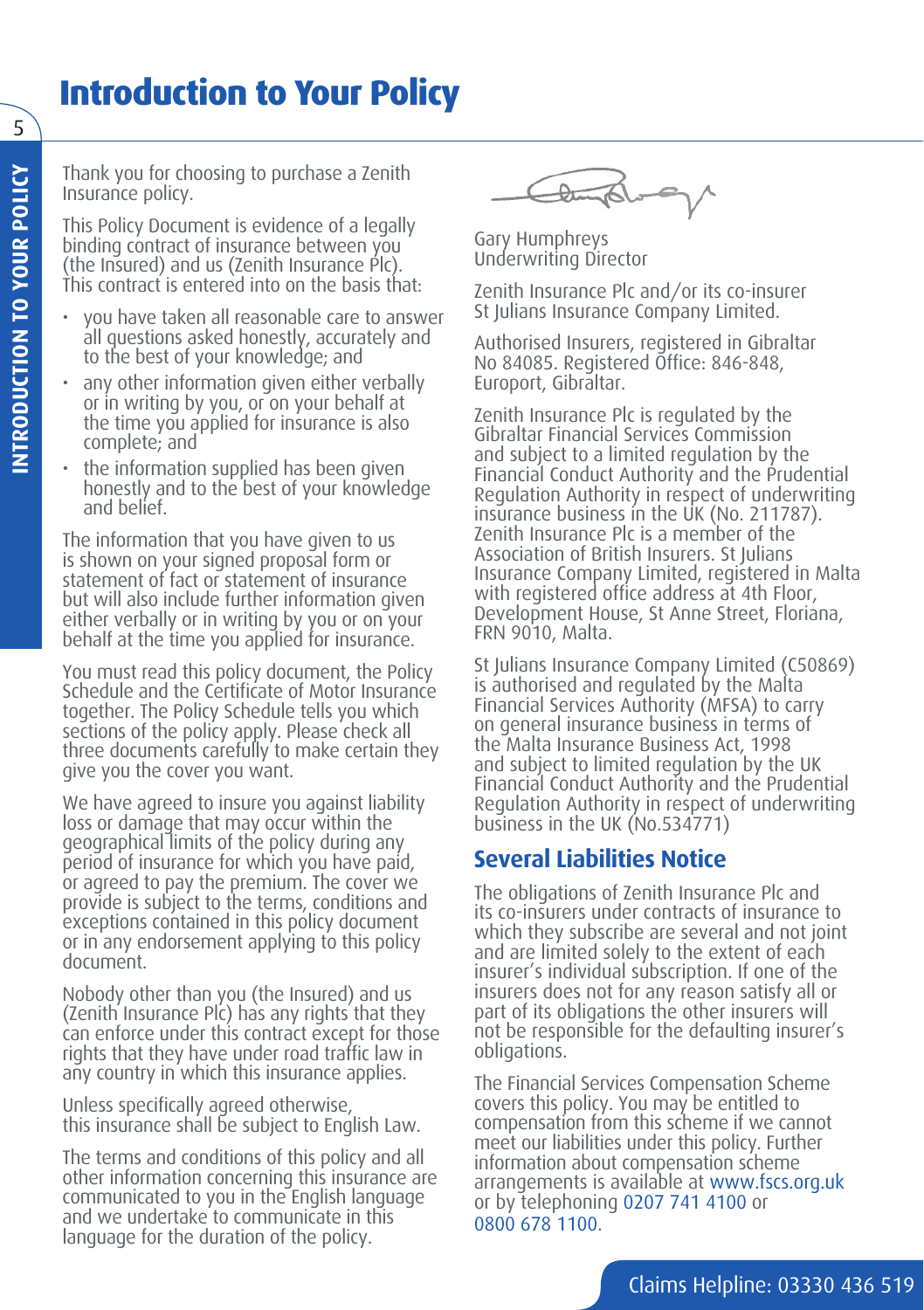# Introduction to Your Policy

Thank you for choosing to purchase a Zenith Insurance policy.

This Policy Document is evidence of a legally binding contract of insurance between you (the Insured) and us (Zenith Insurance Plc). This contract is entered into on the basis that:

- you have taken all reasonable care to answer all questions asked honestly, accurately and to the best of your knowledge; and
- any other information given either verbally or in writing by you, or on your behalf at the time you applied for insurance is also complete; and
- the information supplied has been given honestly and to the best of your knowledge and belief.

The information that you have given to us is shown on your signed proposal form or statement of fact or statement of insurance but will also include further information given either verbally or in writing by you or on your behalf at the time you applied for insurance.

You must read this policy document, the Policy Schedule and the Certificate of Motor Insurance together. The Policy Schedule tells you which sections of the policy apply. Please check all three documents carefully to make certain they give you the cover you want.

We have agreed to insure you against liability loss or damage that may occur within the geographical limits of the policy during any period of insurance for which you have paid, or agreed to pay the premium. The cover we provide is subject to the terms, conditions and exceptions contained in this policy document or in any endorsement applying to this policy document.

Nobody other than you (the Insured) and us (Zenith Insurance Plc) has any rights that they can enforce under this contract except for those rights that they have under road traffic law in any country in which this insurance applies.

Unless specifically agreed otherwise, this insurance shall be subject to English Law.

The terms and conditions of this policy and all other information concerning this insurance are communicated to you in the English language and we undertake to communicate in this language for the duration of the policy.

Gary Humphreys
Underwriting Director

Zenith Insurance Plc and/or its co-insurer St Julians Insurance Company Limited.

Authorised Insurers, registered in Gibraltar No 84085. Registered Office: 846-848, Europort, Gibraltar.

Zenith Insurance Plc is regulated by the Gibraltar Financial Services Commission and subject to a limited regulation by the Financial Conduct Authority and the Prudential Regulation Authority in respect of underwriting insurance business in the UK (No. 211787). Zenith Insurance Plc is a member of the Association of British Insurers. St Julians Insurance Company Limited, registered in Malta with registered office address at 4th Floor, Development House, St Anne Street, Floriana, FRN 9010, Malta.

St Julians Insurance Company Limited (C50869) is authorised and regulated by the Malta Financial Services Authority (MFSA) to carry on general insurance business in terms of the Malta Insurance Business Act, 1998 and subject to limited regulation by the UK Financial Conduct Authority and the Prudential Regulation Authority in respect of underwriting business in the UK (No.534771)

## Several Liabilities Notice

The obligations of Zenith Insurance Plc and its co-insurers under contracts of insurance to which they subscribe are several and not joint and are limited solely to the extent of each insurer's individual subscription. If one of the insurers does not for any reason satisfy all or part of its obligations the other insurers will not be responsible for the defaulting insurer's obligations.

The Financial Services Compensation Scheme covers this policy. You may be entitled to compensation from this scheme if we cannot meet our liabilities under this policy. Further information about compensation scheme arrangements is available at www.fscs.org.uk or by telephoning 0207 741 4100 or 0800 678 1100.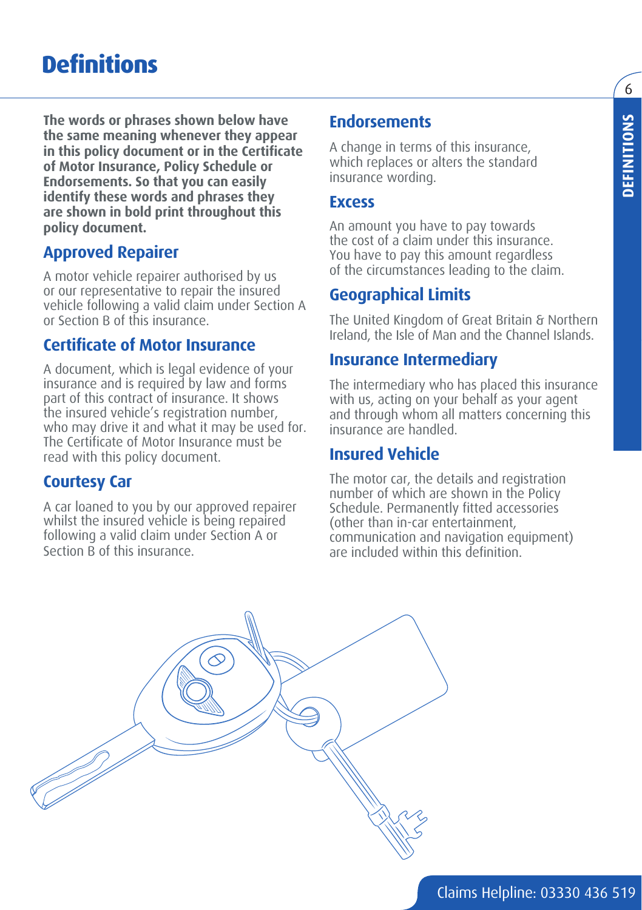# Definitions

**The words or phrases shown below have the same meaning whenever they appear in this policy document or in the Certificate of Motor Insurance, Policy Schedule or Endorsements. So that you can easily identify these words and phrases they are shown in bold print throughout this policy document.**

## Approved Repairer

A motor vehicle repairer authorised by us or our representative to repair the insured vehicle following a valid claim under Section A or Section B of this insurance.

## Certificate of Motor Insurance

A document, which is legal evidence of your insurance and is required by law and forms part of this contract of insurance. It shows the insured vehicle's registration number, who may drive it and what it may be used for. The Certificate of Motor Insurance must be read with this policy document.

## Courtesy Car

A car loaned to you by our approved repairer whilst the insured vehicle is being repaired following a valid claim under Section A or Section B of this insurance.

## Endorsements

A change in terms of this insurance, which replaces or alters the standard insurance wording.

## Excess

An amount you have to pay towards the cost of a claim under this insurance. You have to pay this amount regardless of the circumstances leading to the claim.

## Geographical Limits

The United Kingdom of Great Britain & Northern Ireland, the Isle of Man and the Channel Islands.

## Insurance Intermediary

The intermediary who has placed this insurance with us, acting on your behalf as your agent and through whom all matters concerning this insurance are handled.

## Insured Vehicle

The motor car, the details and registration number of which are shown in the Policy Schedule. Permanently fitted accessories (other than in-car entertainment, communication and navigation equipment) are included within this definition.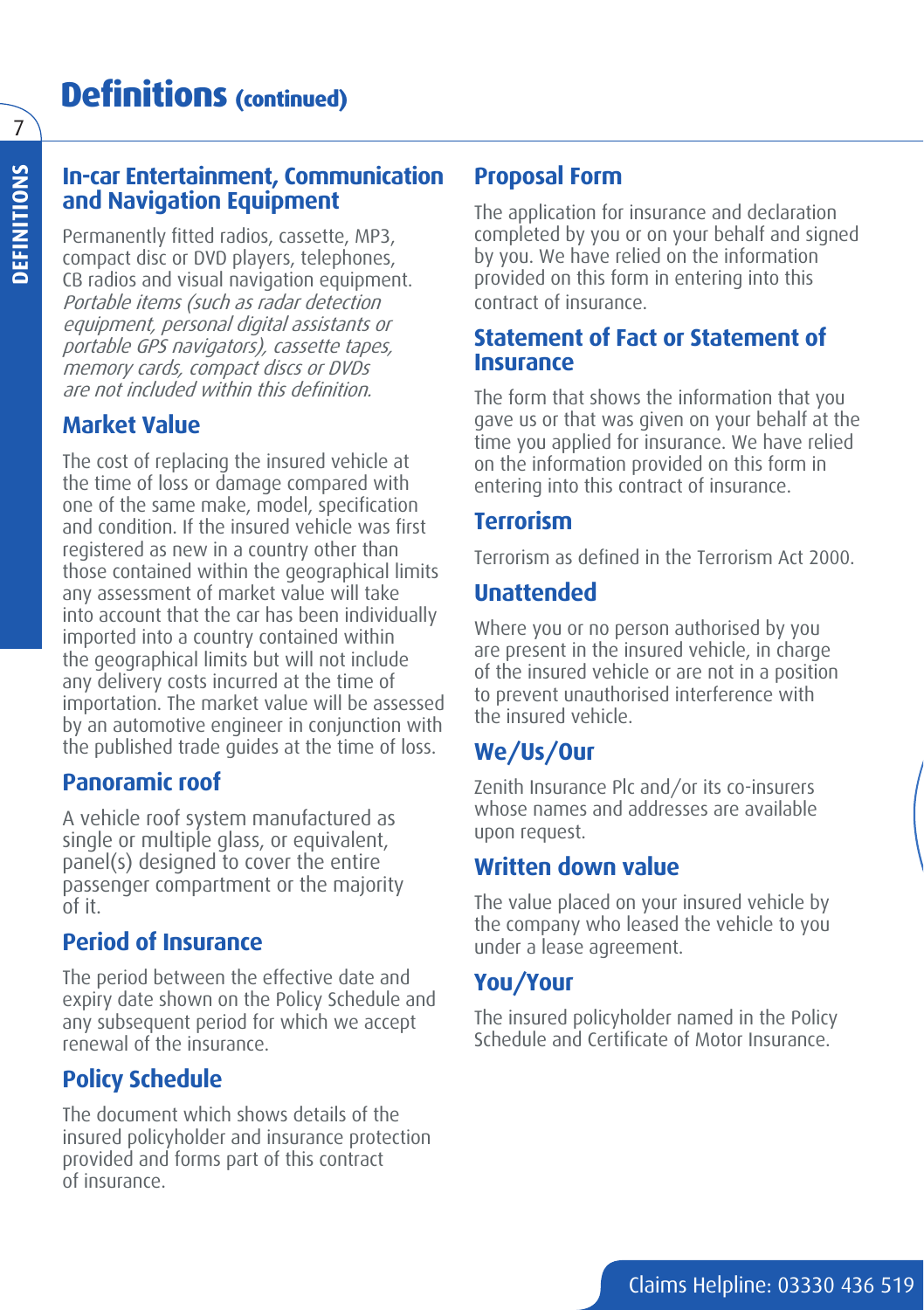# Definitions (continued)

## In-car Entertainment, Communication and Navigation Equipment

Permanently fitted radios, cassette, MP3, compact disc or DVD players, telephones, CB radios and visual navigation equipment. *Portable items (such as radar detection equipment, personal digital assistants or portable GPS navigators), cassette tapes, memory cards, compact discs or DVDs are not included within this definition.*

## Market Value

The cost of replacing the insured vehicle at the time of loss or damage compared with one of the same make, model, specification and condition. If the insured vehicle was first registered as new in a country other than those contained within the geographical limits any assessment of market value will take into account that the car has been individually imported into a country contained within the geographical limits but will not include any delivery costs incurred at the time of importation. The market value will be assessed by an automotive engineer in conjunction with the published trade guides at the time of loss.

## Panoramic roof

A vehicle roof system manufactured as single or multiple glass, or equivalent, panel(s) designed to cover the entire passenger compartment or the majority of it.

## Period of Insurance

The period between the effective date and expiry date shown on the Policy Schedule and any subsequent period for which we accept renewal of the insurance.

## Policy Schedule

The document which shows details of the insured policyholder and insurance protection provided and forms part of this contract of insurance.

## Proposal Form

The application for insurance and declaration completed by you or on your behalf and signed by you. We have relied on the information provided on this form in entering into this contract of insurance.

## Statement of Fact or Statement of Insurance

The form that shows the information that you gave us or that was given on your behalf at the time you applied for insurance. We have relied on the information provided on this form in entering into this contract of insurance.

## Terrorism

Terrorism as defined in the Terrorism Act 2000.

## Unattended

Where you or no person authorised by you are present in the insured vehicle, in charge of the insured vehicle or are not in a position to prevent unauthorised interference with the insured vehicle.

## We/Us/Our

Zenith Insurance Plc and/or its co-insurers whose names and addresses are available upon request.

## Written down value

The value placed on your insured vehicle by the company who leased the vehicle to you under a lease agreement.

## You/Your

The insured policyholder named in the Policy Schedule and Certificate of Motor Insurance.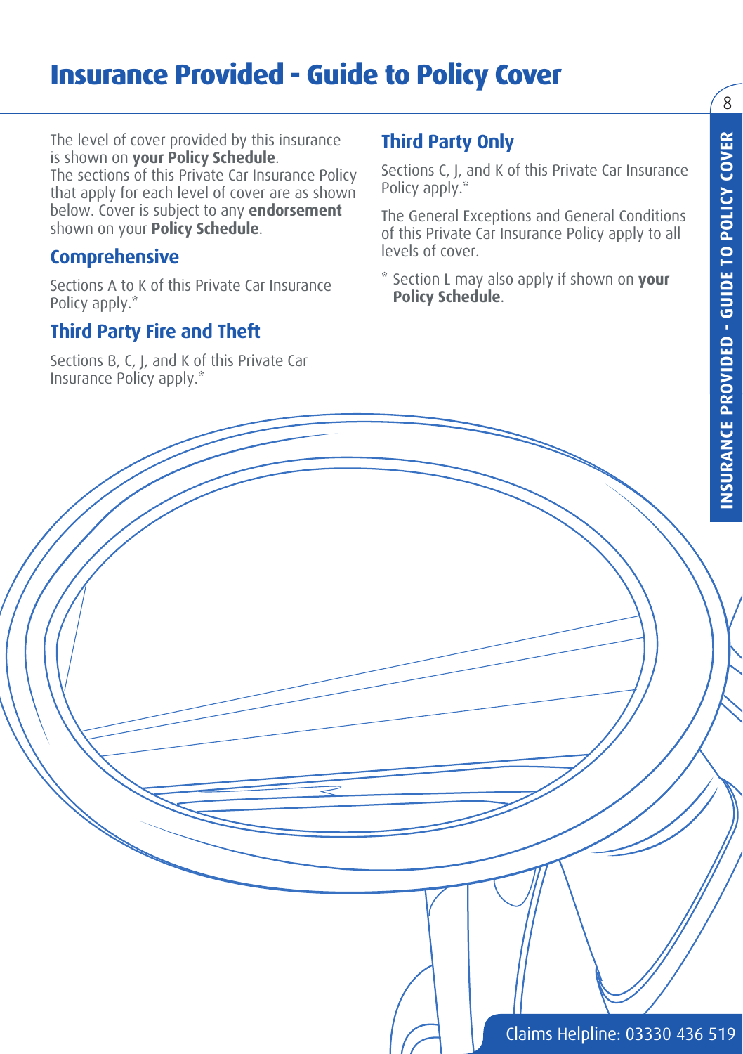# Insurance Provided - Guide to Policy Cover

The level of cover provided by this insurance is shown on **your Policy Schedule**.
The sections of this Private Car Insurance Policy that apply for each level of cover are as shown below. Cover is subject to any **endorsement** shown on your **Policy Schedule**.

## Comprehensive

Sections A to K of this Private Car Insurance Policy apply.*

## Third Party Fire and Theft

Sections B, C, J, and K of this Private Car Insurance Policy apply.*

## Third Party Only

Sections C, J, and K of this Private Car Insurance Policy apply.*

The General Exceptions and General Conditions of this Private Car Insurance Policy apply to all levels of cover.

* Section L may also apply if shown on **your Policy Schedule**.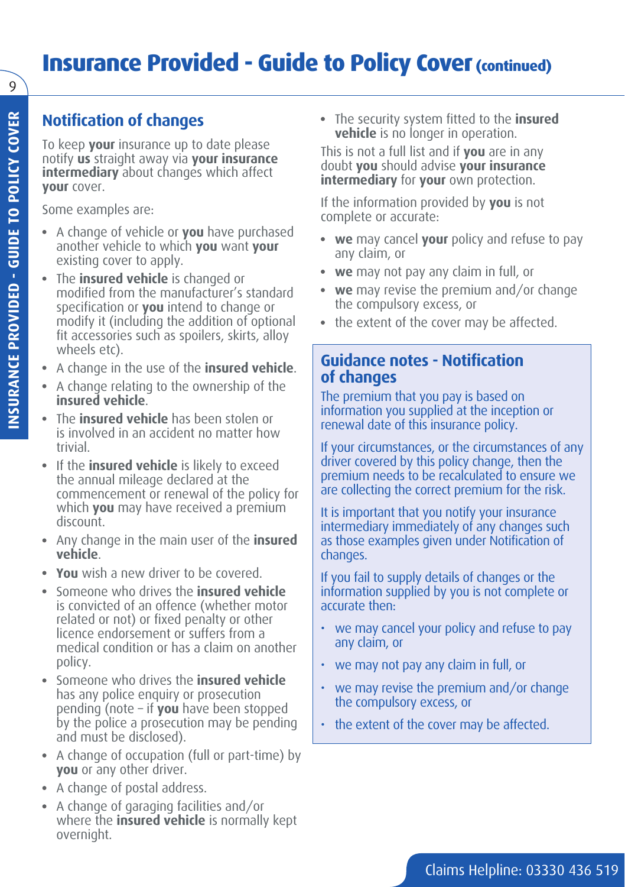# Insurance Provided - Guide to Policy Cover (continued)

## Notification of changes

To keep **your** insurance up to date please notify **us** straight away via **your insurance intermediary** about changes which affect **your** cover.

Some examples are:

- A change of vehicle or **you** have purchased another vehicle to which **you** want **your** existing cover to apply.
- The **insured vehicle** is changed or modified from the manufacturer's standard specification or **you** intend to change or modify it (including the addition of optional fit accessories such as spoilers, skirts, alloy wheels etc).
- A change in the use of the **insured vehicle**.
- A change relating to the ownership of the **insured vehicle**.
- The **insured vehicle** has been stolen or is involved in an accident no matter how trivial.
- If the **insured vehicle** is likely to exceed the annual mileage declared at the commencement or renewal of the policy for which **you** may have received a premium discount.
- Any change in the main user of the **insured vehicle**.
- **You** wish a new driver to be covered.
- Someone who drives the **insured vehicle** is convicted of an offence (whether motor related or not) or fixed penalty or other licence endorsement or suffers from a medical condition or has a claim on another policy.
- Someone who drives the **insured vehicle** has any police enquiry or prosecution pending (note – if **you** have been stopped by the police a prosecution may be pending and must be disclosed).
- A change of occupation (full or part-time) by **you** or any other driver.
- A change of postal address.
- A change of garaging facilities and/or where the **insured vehicle** is normally kept overnight.
- The security system fitted to the **insured vehicle** is no longer in operation.

This is not a full list and if **you** are in any doubt **you** should advise **your insurance intermediary** for **your** own protection.

If the information provided by **you** is not complete or accurate:

- **we** may cancel **your** policy and refuse to pay any claim, or
- **we** may not pay any claim in full, or
- **we** may revise the premium and/or change the compulsory excess, or
- the extent of the cover may be affected.

## Guidance notes - Notification of changes

The premium that you pay is based on information you supplied at the inception or renewal date of this insurance policy.

If your circumstances, or the circumstances of any driver covered by this policy change, then the premium needs to be recalculated to ensure we are collecting the correct premium for the risk.

It is important that you notify your insurance intermediary immediately of any changes such as those examples given under Notification of changes.

If you fail to supply details of changes or the information supplied by you is not complete or accurate then:

- we may cancel your policy and refuse to pay any claim, or
- we may not pay any claim in full, or
- we may revise the premium and/or change the compulsory excess, or
- the extent of the cover may be affected.

Claims Helpline: 03330 436 519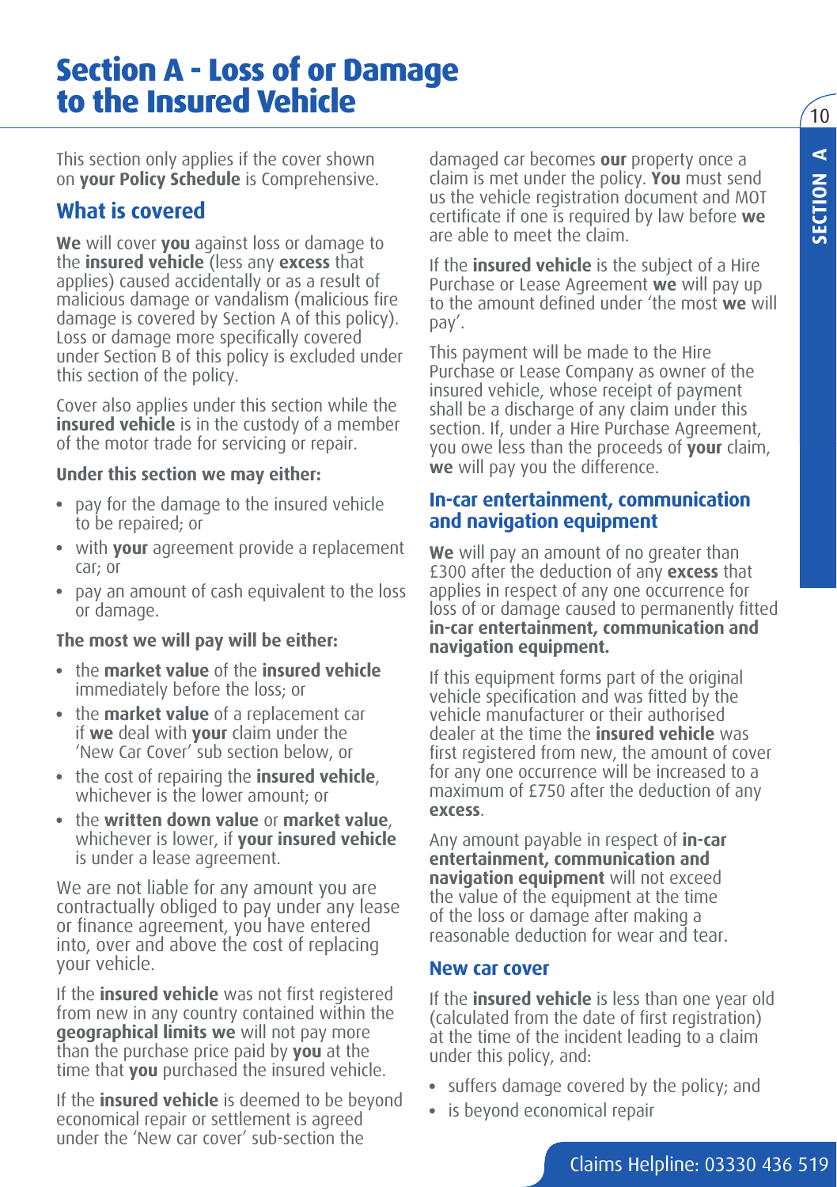# Section A - Loss of or Damage to the Insured Vehicle

This section only applies if the cover shown on **your Policy Schedule** is Comprehensive.

## What is covered

**We** will cover **you** against loss or damage to the **insured vehicle** (less any **excess** that applies) caused accidentally or as a result of malicious damage or vandalism (malicious fire damage is covered by Section A of this policy). Loss or damage more specifically covered under Section B of this policy is excluded under this section of the policy.

Cover also applies under this section while the **insured vehicle** is in the custody of a member of the motor trade for servicing or repair.

**Under this section we may either:**

- pay for the damage to the insured vehicle to be repaired; or
- with **your** agreement provide a replacement car; or
- pay an amount of cash equivalent to the loss or damage.

**The most we will pay will be either:**

- the **market value** of the **insured vehicle** immediately before the loss; or
- the **market value** of a replacement car if **we** deal with **your** claim under the 'New Car Cover' sub section below, or
- the cost of repairing the **insured vehicle**, whichever is the lower amount; or
- the **written down value** or **market value**, whichever is lower, if **your insured vehicle** is under a lease agreement.

We are not liable for any amount you are contractually obliged to pay under any lease or finance agreement, you have entered into, over and above the cost of replacing your vehicle.

If the **insured vehicle** was not first registered from new in any country contained within the **geographical limits we** will not pay more than the purchase price paid by **you** at the time that **you** purchased the insured vehicle.

If the **insured vehicle** is deemed to be beyond economical repair or settlement is agreed under the 'New car cover' sub-section the damaged car becomes **our** property once a claim is met under the policy. **You** must send us the vehicle registration document and MOT certificate if one is required by law before **we** are able to meet the claim.

If the **insured vehicle** is the subject of a Hire Purchase or Lease Agreement **we** will pay up to the amount defined under 'the most **we** will pay'.

This payment will be made to the Hire Purchase or Lease Company as owner of the insured vehicle, whose receipt of payment shall be a discharge of any claim under this section. If, under a Hire Purchase Agreement, you owe less than the proceeds of **your** claim, **we** will pay you the difference.

## In-car entertainment, communication and navigation equipment

**We** will pay an amount of no greater than £300 after the deduction of any **excess** that applies in respect of any one occurrence for loss of or damage caused to permanently fitted **in-car entertainment, communication and navigation equipment.**

If this equipment forms part of the original vehicle specification and was fitted by the vehicle manufacturer or their authorised dealer at the time the **insured vehicle** was first registered from new, the amount of cover for any one occurrence will be increased to a maximum of £750 after the deduction of any **excess**.

Any amount payable in respect of **in-car entertainment, communication and navigation equipment** will not exceed the value of the equipment at the time of the loss or damage after making a reasonable deduction for wear and tear.

## New car cover

If the **insured vehicle** is less than one year old (calculated from the date of first registration) at the time of the incident leading to a claim under this policy, and:

- suffers damage covered by the policy; and
- is beyond economical repair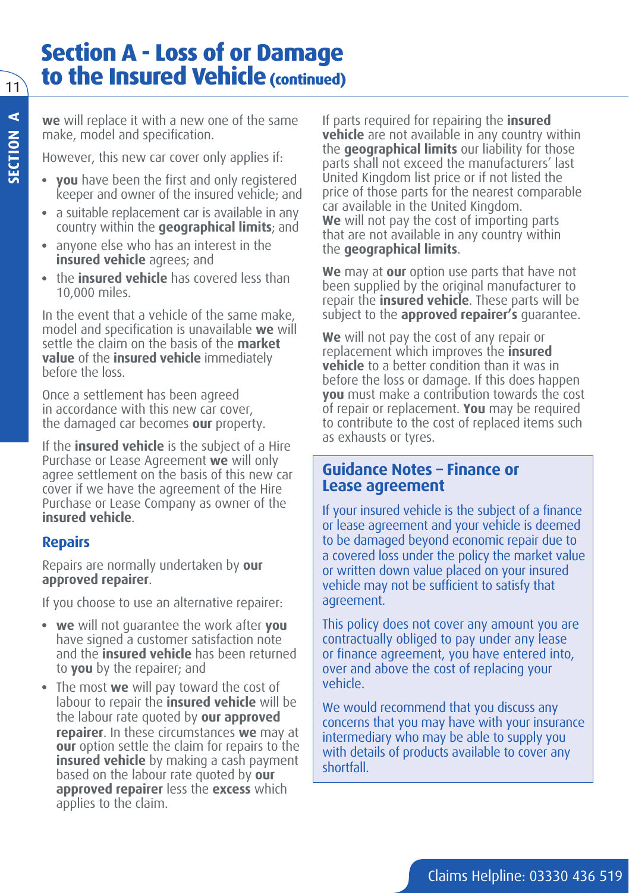# Section A - Loss of or Damage to the Insured Vehicle (continued)

**we** will replace it with a new one of the same make, model and specification.

However, this new car cover only applies if:

- **you** have been the first and only registered keeper and owner of the insured vehicle; and
- a suitable replacement car is available in any country within the **geographical limits**; and
- anyone else who has an interest in the **insured vehicle** agrees; and
- the **insured vehicle** has covered less than 10,000 miles.

In the event that a vehicle of the same make, model and specification is unavailable **we** will settle the claim on the basis of the **market value** of the **insured vehicle** immediately before the loss.

Once a settlement has been agreed in accordance with this new car cover, the damaged car becomes **our** property.

If the **insured vehicle** is the subject of a Hire Purchase or Lease Agreement **we** will only agree settlement on the basis of this new car cover if we have the agreement of the Hire Purchase or Lease Company as owner of the **insured vehicle**.

## Repairs

Repairs are normally undertaken by **our approved repairer**.

If you choose to use an alternative repairer:

- **we** will not guarantee the work after **you** have signed a customer satisfaction note and the **insured vehicle** has been returned to **you** by the repairer; and
- The most **we** will pay toward the cost of labour to repair the **insured vehicle** will be the labour rate quoted by **our approved repairer**. In these circumstances **we** may at **our** option settle the claim for repairs to the **insured vehicle** by making a cash payment based on the labour rate quoted by **our approved repairer** less the **excess** which applies to the claim.

If parts required for repairing the **insured vehicle** are not available in any country within the **geographical limits** our liability for those parts shall not exceed the manufacturers' last United Kingdom list price or if not listed the price of those parts for the nearest comparable car available in the United Kingdom.
**We** will not pay the cost of importing parts that are not available in any country within the **geographical limits**.

**We** may at **our** option use parts that have not been supplied by the original manufacturer to repair the **insured vehicle**. These parts will be subject to the **approved repairer's** guarantee.

**We** will not pay the cost of any repair or replacement which improves the **insured vehicle** to a better condition than it was in before the loss or damage. If this does happen **you** must make a contribution towards the cost of repair or replacement. **You** may be required to contribute to the cost of replaced items such as exhausts or tyres.

### Guidance Notes – Finance or Lease agreement

If your insured vehicle is the subject of a finance or lease agreement and your vehicle is deemed to be damaged beyond economic repair due to a covered loss under the policy the market value or written down value placed on your insured vehicle may not be sufficient to satisfy that agreement.

This policy does not cover any amount you are contractually obliged to pay under any lease or finance agreement, you have entered into, over and above the cost of replacing your vehicle.

We would recommend that you discuss any concerns that you may have with your insurance intermediary who may be able to supply you with details of products available to cover any shortfall.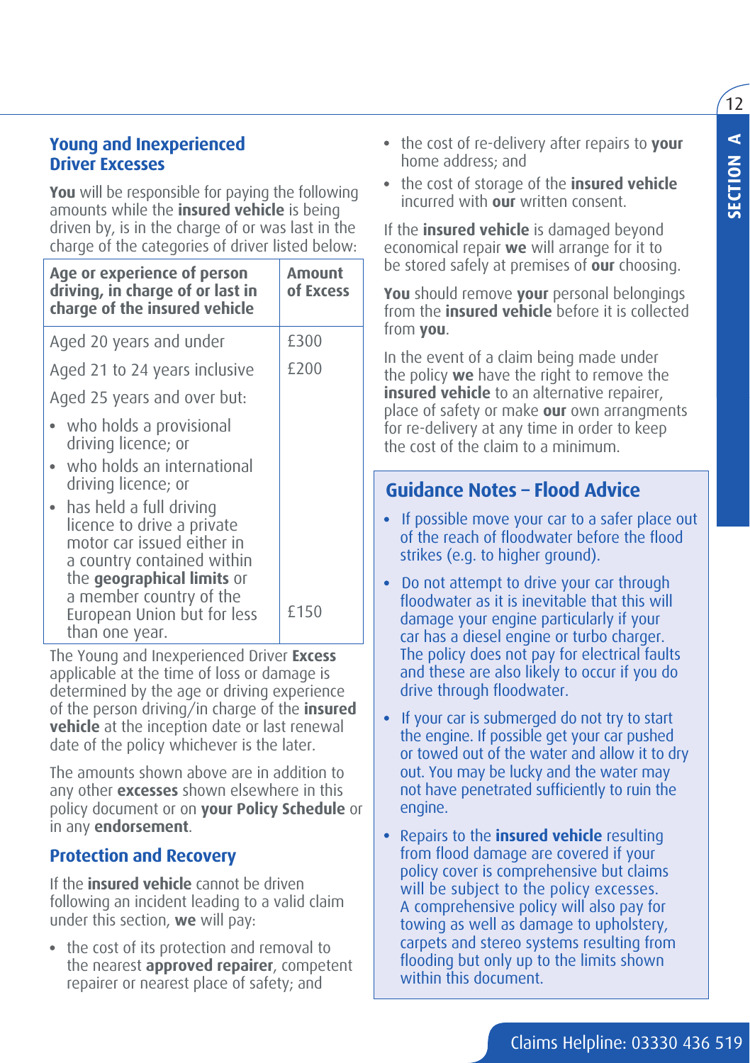## Young and Inexperienced Driver Excesses

**You** will be responsible for paying the following amounts while the **insured vehicle** is being driven by, is in the charge of or was last in the charge of the categories of driver listed below:

| Age or experience of person driving, in charge of or last in charge of the insured vehicle | Amount of Excess |
|---|---|
| Aged 20 years and under | £300 |
| Aged 21 to 24 years inclusive | £200 |
| Aged 25 years and over but:<br>• who holds a provisional driving licence; or<br>• who holds an international driving licence; or<br>• has held a full driving licence to drive a private motor car issued either in a country contained within the **geographical limits** or a member country of the European Union but for less than one year. | £150 |

The Young and Inexperienced Driver **Excess** applicable at the time of loss or damage is determined by the age or driving experience of the person driving/in charge of the **insured vehicle** at the inception date or last renewal date of the policy whichever is the later.

The amounts shown above are in addition to any other **excesses** shown elsewhere in this policy document or on **your Policy Schedule** or in any **endorsement**.

## Protection and Recovery

If the **insured vehicle** cannot be driven following an incident leading to a valid claim under this section, **we** will pay:

- the cost of its protection and removal to the nearest **approved repairer**, competent repairer or nearest place of safety; and
- the cost of re-delivery after repairs to **your** home address; and
- the cost of storage of the **insured vehicle** incurred with **our** written consent.

If the **insured vehicle** is damaged beyond economical repair **we** will arrange for it to be stored safely at premises of **our** choosing.

**You** should remove **your** personal belongings from the **insured vehicle** before it is collected from **you**.

In the event of a claim being made under the policy **we** have the right to remove the **insured vehicle** to an alternative repairer, place of safety or make **our** own arrangments for re-delivery at any time in order to keep the cost of the claim to a minimum.

## Guidance Notes – Flood Advice

- If possible move your car to a safer place out of the reach of floodwater before the flood strikes (e.g. to higher ground).
- Do not attempt to drive your car through floodwater as it is inevitable that this will damage your engine particularly if your car has a diesel engine or turbo charger. The policy does not pay for electrical faults and these are also likely to occur if you do drive through floodwater.
- If your car is submerged do not try to start the engine. If possible get your car pushed or towed out of the water and allow it to dry out. You may be lucky and the water may not have penetrated sufficiently to ruin the engine.
- Repairs to the **insured vehicle** resulting from flood damage are covered if your policy cover is comprehensive but claims will be subject to the policy excesses. A comprehensive policy will also pay for towing as well as damage to upholstery, carpets and stereo systems resulting from flooding but only up to the limits shown within this document.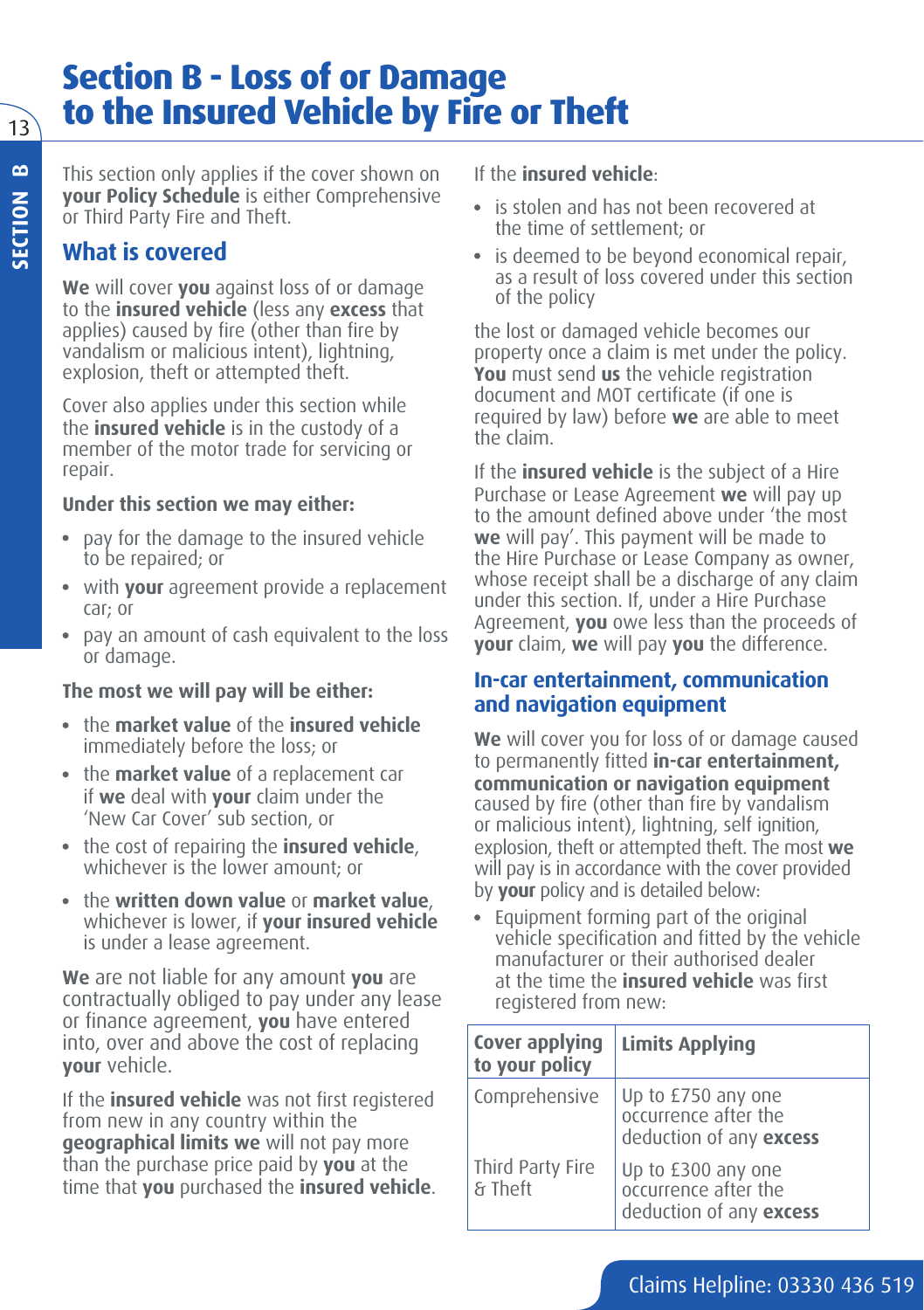# Section B - Loss of or Damage to the Insured Vehicle by Fire or Theft

This section only applies if the cover shown on **your Policy Schedule** is either Comprehensive or Third Party Fire and Theft.

## What is covered

**We** will cover **you** against loss of or damage to the **insured vehicle** (less any **excess** that applies) caused by fire (other than fire by vandalism or malicious intent), lightning, explosion, theft or attempted theft.

Cover also applies under this section while the **insured vehicle** is in the custody of a member of the motor trade for servicing or repair.

**Under this section we may either:**

- pay for the damage to the insured vehicle to be repaired; or
- with **your** agreement provide a replacement car; or
- pay an amount of cash equivalent to the loss or damage.

**The most we will pay will be either:**

- the **market value** of the **insured vehicle** immediately before the loss; or
- the **market value** of a replacement car if **we** deal with **your** claim under the 'New Car Cover' sub section, or
- the cost of repairing the **insured vehicle**, whichever is the lower amount; or
- the **written down value** or **market value**, whichever is lower, if **your insured vehicle** is under a lease agreement.

**We** are not liable for any amount **you** are contractually obliged to pay under any lease or finance agreement, **you** have entered into, over and above the cost of replacing **your** vehicle.

If the **insured vehicle** was not first registered from new in any country within the **geographical limits we** will not pay more than the purchase price paid by **you** at the time that **you** purchased the **insured vehicle**.

If the **insured vehicle**:

- is stolen and has not been recovered at the time of settlement; or
- is deemed to be beyond economical repair, as a result of loss covered under this section of the policy

the lost or damaged vehicle becomes our property once a claim is met under the policy. **You** must send **us** the vehicle registration document and MOT certificate (if one is required by law) before **we** are able to meet the claim.

If the **insured vehicle** is the subject of a Hire Purchase or Lease Agreement **we** will pay up to the amount defined above under 'the most **we** will pay'. This payment will be made to the Hire Purchase or Lease Company as owner, whose receipt shall be a discharge of any claim under this section. If, under a Hire Purchase Agreement, **you** owe less than the proceeds of **your** claim, **we** will pay **you** the difference.

## In-car entertainment, communication and navigation equipment

**We** will cover you for loss of or damage caused to permanently fitted **in-car entertainment, communication or navigation equipment** caused by fire (other than fire by vandalism or malicious intent), lightning, self ignition, explosion, theft or attempted theft. The most **we** will pay is in accordance with the cover provided by **your** policy and is detailed below:

- Equipment forming part of the original vehicle specification and fitted by the vehicle manufacturer or their authorised dealer at the time the **insured vehicle** was first registered from new:

| Cover applying to your policy | Limits Applying |
|---|---|
| Comprehensive | Up to £750 any one occurrence after the deduction of any **excess** |
| Third Party Fire & Theft | Up to £300 any one occurrence after the deduction of any **excess** |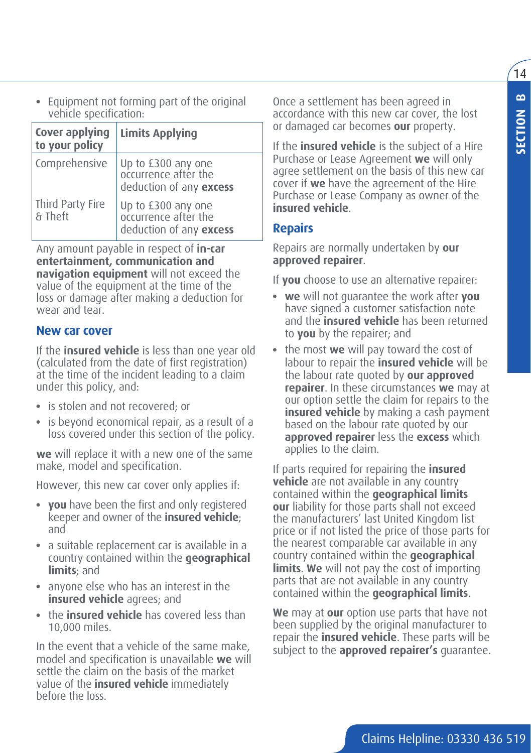- Equipment not forming part of the original vehicle specification:

| Cover applying to your policy | Limits Applying |
|---|---|
| Comprehensive | Up to £300 any one occurrence after the deduction of any **excess** |
| Third Party Fire & Theft | Up to £300 any one occurrence after the deduction of any **excess** |

Any amount payable in respect of **in-car entertainment, communication and navigation equipment** will not exceed the value of the equipment at the time of the loss or damage after making a deduction for wear and tear.

## New car cover

If the **insured vehicle** is less than one year old (calculated from the date of first registration) at the time of the incident leading to a claim under this policy, and:

- is stolen and not recovered; or
- is beyond economical repair, as a result of a loss covered under this section of the policy.

**we** will replace it with a new one of the same make, model and specification.

However, this new car cover only applies if:

- **you** have been the first and only registered keeper and owner of the **insured vehicle**; and
- a suitable replacement car is available in a country contained within the **geographical limits**; and
- anyone else who has an interest in the **insured vehicle** agrees; and
- the **insured vehicle** has covered less than 10,000 miles.

In the event that a vehicle of the same make, model and specification is unavailable **we** will settle the claim on the basis of the market value of the **insured vehicle** immediately before the loss.

Once a settlement has been agreed in accordance with this new car cover, the lost or damaged car becomes **our** property.

If the **insured vehicle** is the subject of a Hire Purchase or Lease Agreement **we** will only agree settlement on the basis of this new car cover if **we** have the agreement of the Hire Purchase or Lease Company as owner of the **insured vehicle**.

## Repairs

Repairs are normally undertaken by **our approved repairer**.

If **you** choose to use an alternative repairer:

- **we** will not guarantee the work after **you** have signed a customer satisfaction note and the **insured vehicle** has been returned to **you** by the repairer; and
- the most **we** will pay toward the cost of labour to repair the **insured vehicle** will be the labour rate quoted by **our approved repairer**. In these circumstances **we** may at our option settle the claim for repairs to the **insured vehicle** by making a cash payment based on the labour rate quoted by our **approved repairer** less the **excess** which applies to the claim.

If parts required for repairing the **insured vehicle** are not available in any country contained within the **geographical limits our** liability for those parts shall not exceed the manufacturers' last United Kingdom list price or if not listed the price of those parts for the nearest comparable car available in any country contained within the **geographical limits**. **We** will not pay the cost of importing parts that are not available in any country contained within the **geographical limits**.

**We** may at **our** option use parts that have not been supplied by the original manufacturer to repair the **insured vehicle**. These parts will be subject to the **approved repairer's** guarantee.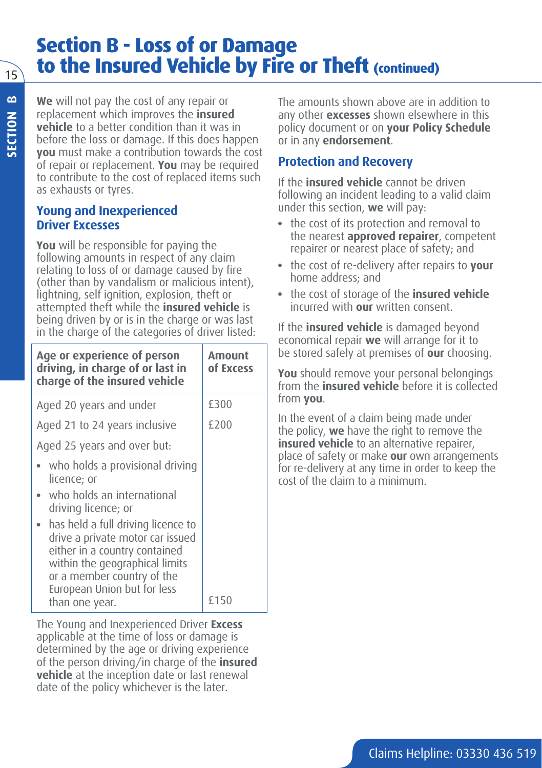# Section B - Loss of or Damage to the Insured Vehicle by Fire or Theft (continued)

**We** will not pay the cost of any repair or replacement which improves the **insured vehicle** to a better condition than it was in before the loss or damage. If this does happen **you** must make a contribution towards the cost of repair or replacement. **You** may be required to contribute to the cost of replaced items such as exhausts or tyres.

## Young and Inexperienced Driver Excesses

**You** will be responsible for paying the following amounts in respect of any claim relating to loss of or damage caused by fire (other than by vandalism or malicious intent), lightning, self ignition, explosion, theft or attempted theft while the **insured vehicle** is being driven by or is in the charge or was last in the charge of the categories of driver listed:

| Age or experience of person driving, in charge of or last in charge of the insured vehicle | Amount of Excess |
|---|---|
| Aged 20 years and under | £300 |
| Aged 21 to 24 years inclusive | £200 |
| Aged 25 years and over but:<br>• who holds a provisional driving licence; or<br>• who holds an international driving licence; or<br>• has held a full driving licence to drive a private motor car issued either in a country contained within the geographical limits or a member country of the European Union but for less than one year. | £150 |

The Young and Inexperienced Driver **Excess** applicable at the time of loss or damage is determined by the age or driving experience of the person driving/in charge of the **insured vehicle** at the inception date or last renewal date of the policy whichever is the later.

The amounts shown above are in addition to any other **excesses** shown elsewhere in this policy document or on **your Policy Schedule** or in any **endorsement**.

## Protection and Recovery

If the **insured vehicle** cannot be driven following an incident leading to a valid claim under this section, **we** will pay:

- the cost of its protection and removal to the nearest **approved repairer**, competent repairer or nearest place of safety; and
- the cost of re-delivery after repairs to **your** home address; and
- the cost of storage of the **insured vehicle** incurred with **our** written consent.

If the **insured vehicle** is damaged beyond economical repair **we** will arrange for it to be stored safely at premises of **our** choosing.

**You** should remove your personal belongings from the **insured vehicle** before it is collected from **you**.

In the event of a claim being made under the policy, **we** have the right to remove the **insured vehicle** to an alternative repairer, place of safety or make **our** own arrangements for re-delivery at any time in order to keep the cost of the claim to a minimum.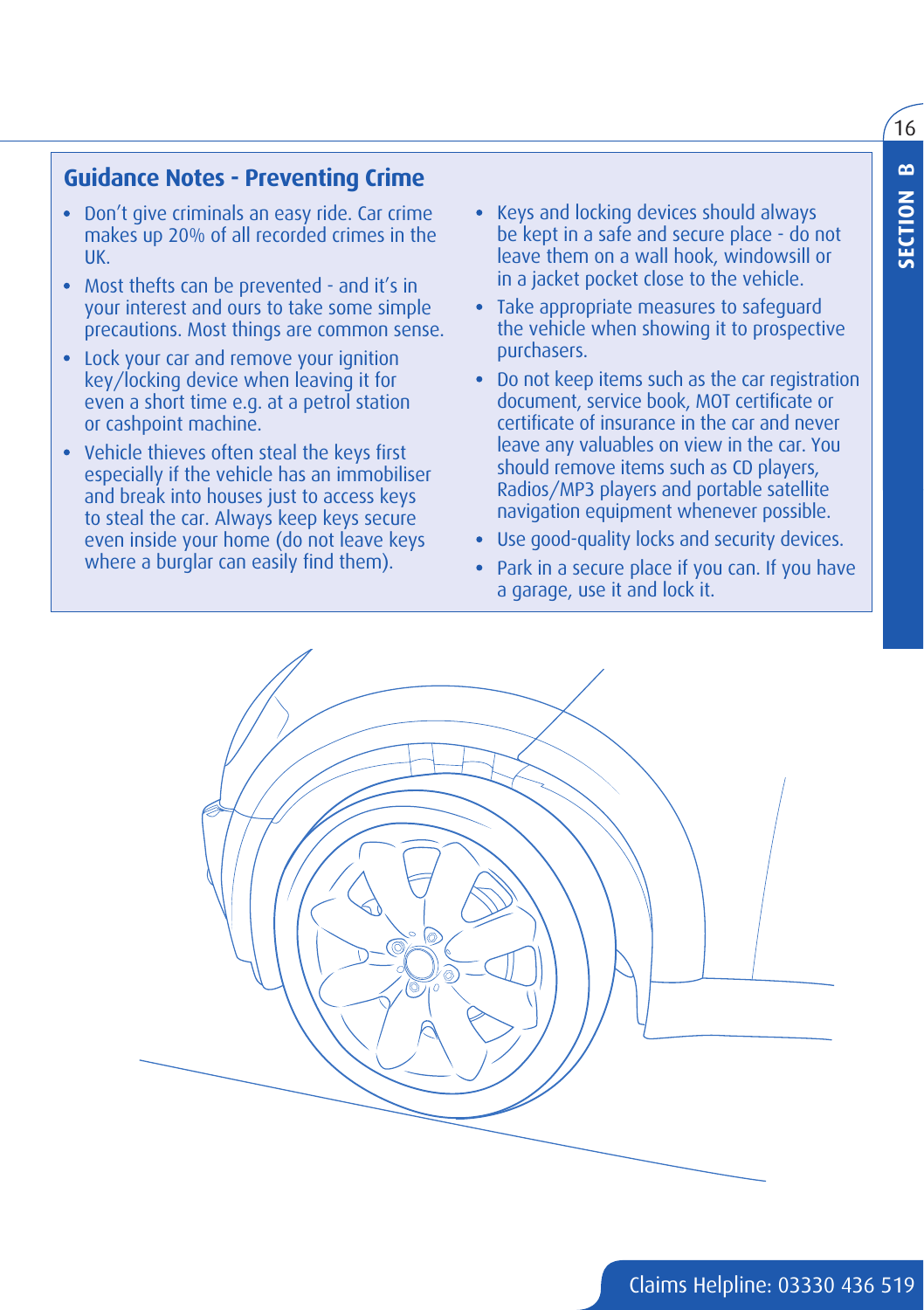## Guidance Notes - Preventing Crime

- Don't give criminals an easy ride. Car crime makes up 20% of all recorded crimes in the UK.
- Most thefts can be prevented - and it's in your interest and ours to take some simple precautions. Most things are common sense.
- Lock your car and remove your ignition key/locking device when leaving it for even a short time e.g. at a petrol station or cashpoint machine.
- Vehicle thieves often steal the keys first especially if the vehicle has an immobiliser and break into houses just to access keys to steal the car. Always keep keys secure even inside your home (do not leave keys where a burglar can easily find them).
- Keys and locking devices should always be kept in a safe and secure place - do not leave them on a wall hook, windowsill or in a jacket pocket close to the vehicle.
- Take appropriate measures to safeguard the vehicle when showing it to prospective purchasers.
- Do not keep items such as the car registration document, service book, MOT certificate or certificate of insurance in the car and never leave any valuables on view in the car. You should remove items such as CD players, Radios/MP3 players and portable satellite navigation equipment whenever possible.
- Use good-quality locks and security devices.
- Park in a secure place if you can. If you have a garage, use it and lock it.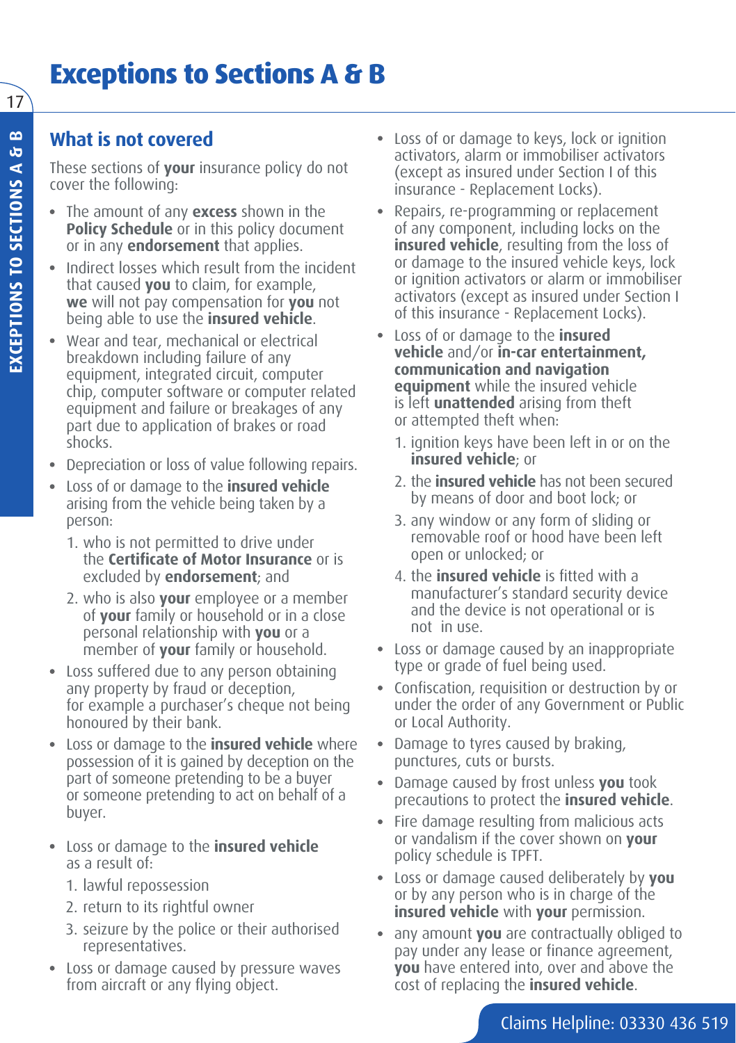# Exceptions to Sections A & B

## What is not covered

These sections of **your** insurance policy do not cover the following:

- The amount of any **excess** shown in the **Policy Schedule** or in this policy document or in any **endorsement** that applies.
- Indirect losses which result from the incident that caused **you** to claim, for example, **we** will not pay compensation for **you** not being able to use the **insured vehicle**.
- Wear and tear, mechanical or electrical breakdown including failure of any equipment, integrated circuit, computer chip, computer software or computer related equipment and failure or breakages of any part due to application of brakes or road shocks.
- Depreciation or loss of value following repairs.
- Loss of or damage to the **insured vehicle** arising from the vehicle being taken by a person:
  1. who is not permitted to drive under the **Certificate of Motor Insurance** or is excluded by **endorsement**; and
  2. who is also **your** employee or a member of **your** family or household or in a close personal relationship with **you** or a member of **your** family or household.
- Loss suffered due to any person obtaining any property by fraud or deception, for example a purchaser's cheque not being honoured by their bank.
- Loss or damage to the **insured vehicle** where possession of it is gained by deception on the part of someone pretending to be a buyer or someone pretending to act on behalf of a buyer.
- Loss or damage to the **insured vehicle** as a result of:
  1. lawful repossession
  2. return to its rightful owner
  3. seizure by the police or their authorised representatives.
- Loss or damage caused by pressure waves from aircraft or any flying object.
- Loss of or damage to keys, lock or ignition activators, alarm or immobiliser activators (except as insured under Section I of this insurance - Replacement Locks).
- Repairs, re-programming or replacement of any component, including locks on the **insured vehicle**, resulting from the loss of or damage to the insured vehicle keys, lock or ignition activators or alarm or immobiliser activators (except as insured under Section I of this insurance - Replacement Locks).
- Loss of or damage to the **insured vehicle** and/or **in-car entertainment, communication and navigation equipment** while the insured vehicle is left **unattended** arising from theft or attempted theft when:
  1. ignition keys have been left in or on the **insured vehicle**; or
  2. the **insured vehicle** has not been secured by means of door and boot lock; or
  3. any window or any form of sliding or removable roof or hood have been left open or unlocked; or
  4. the **insured vehicle** is fitted with a manufacturer's standard security device and the device is not operational or is not in use.
- Loss or damage caused by an inappropriate type or grade of fuel being used.
- Confiscation, requisition or destruction by or under the order of any Government or Public or Local Authority.
- Damage to tyres caused by braking, punctures, cuts or bursts.
- Damage caused by frost unless **you** took precautions to protect the **insured vehicle**.
- Fire damage resulting from malicious acts or vandalism if the cover shown on **your** policy schedule is TPFT.
- Loss or damage caused deliberately by **you** or by any person who is in charge of the **insured vehicle** with **your** permission.
- any amount **you** are contractually obliged to pay under any lease or finance agreement, **you** have entered into, over and above the cost of replacing the **insured vehicle**.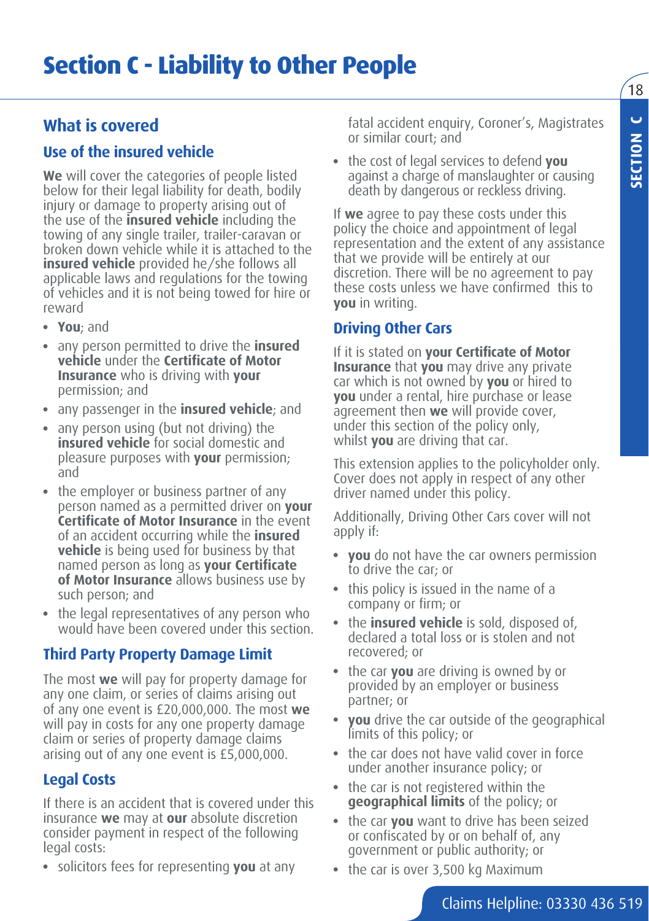# Section C - Liability to Other People

## What is covered

### Use of the insured vehicle

**We** will cover the categories of people listed below for their legal liability for death, bodily injury or damage to property arising out of the use of the **insured vehicle** including the towing of any single trailer, trailer-caravan or broken down vehicle while it is attached to the **insured vehicle** provided he/she follows all applicable laws and regulations for the towing of vehicles and it is not being towed for hire or reward

- **You**; and
- any person permitted to drive the **insured vehicle** under the **Certificate of Motor Insurance** who is driving with **your** permission; and
- any passenger in the **insured vehicle**; and
- any person using (but not driving) the **insured vehicle** for social domestic and pleasure purposes with **your** permission; and
- the employer or business partner of any person named as a permitted driver on **your Certificate of Motor Insurance** in the event of an accident occurring while the **insured vehicle** is being used for business by that named person as long as **your Certificate of Motor Insurance** allows business use by such person; and
- the legal representatives of any person who would have been covered under this section.

### Third Party Property Damage Limit

The most **we** will pay for property damage for any one claim, or series of claims arising out of any one event is £20,000,000. The most **we** will pay in costs for any one property damage claim or series of property damage claims arising out of any one event is £5,000,000.

### Legal Costs

If there is an accident that is covered under this insurance **we** may at **our** absolute discretion consider payment in respect of the following legal costs:

- solicitors fees for representing **you** at any fatal accident enquiry, Coroner's, Magistrates or similar court; and
- the cost of legal services to defend **you** against a charge of manslaughter or causing death by dangerous or reckless driving.

If **we** agree to pay these costs under this policy the choice and appointment of legal representation and the extent of any assistance that we provide will be entirely at our discretion. There will be no agreement to pay these costs unless we have confirmed this to **you** in writing.

### Driving Other Cars

If it is stated on **your Certificate of Motor Insurance** that **you** may drive any private car which is not owned by **you** or hired to **you** under a rental, hire purchase or lease agreement then **we** will provide cover, under this section of the policy only, whilst **you** are driving that car.

This extension applies to the policyholder only. Cover does not apply in respect of any other driver named under this policy.

Additionally, Driving Other Cars cover will not apply if:

- **you** do not have the car owners permission to drive the car; or
- this policy is issued in the name of a company or firm; or
- the **insured vehicle** is sold, disposed of, declared a total loss or is stolen and not recovered; or
- the car **you** are driving is owned by or provided by an employer or business partner; or
- **you** drive the car outside of the geographical limits of this policy; or
- the car does not have valid cover in force under another insurance policy; or
- the car is not registered within the **geographical limits** of the policy; or
- the car **you** want to drive has been seized or confiscated by or on behalf of, any government or public authority; or
- the car is over 3,500 kg Maximum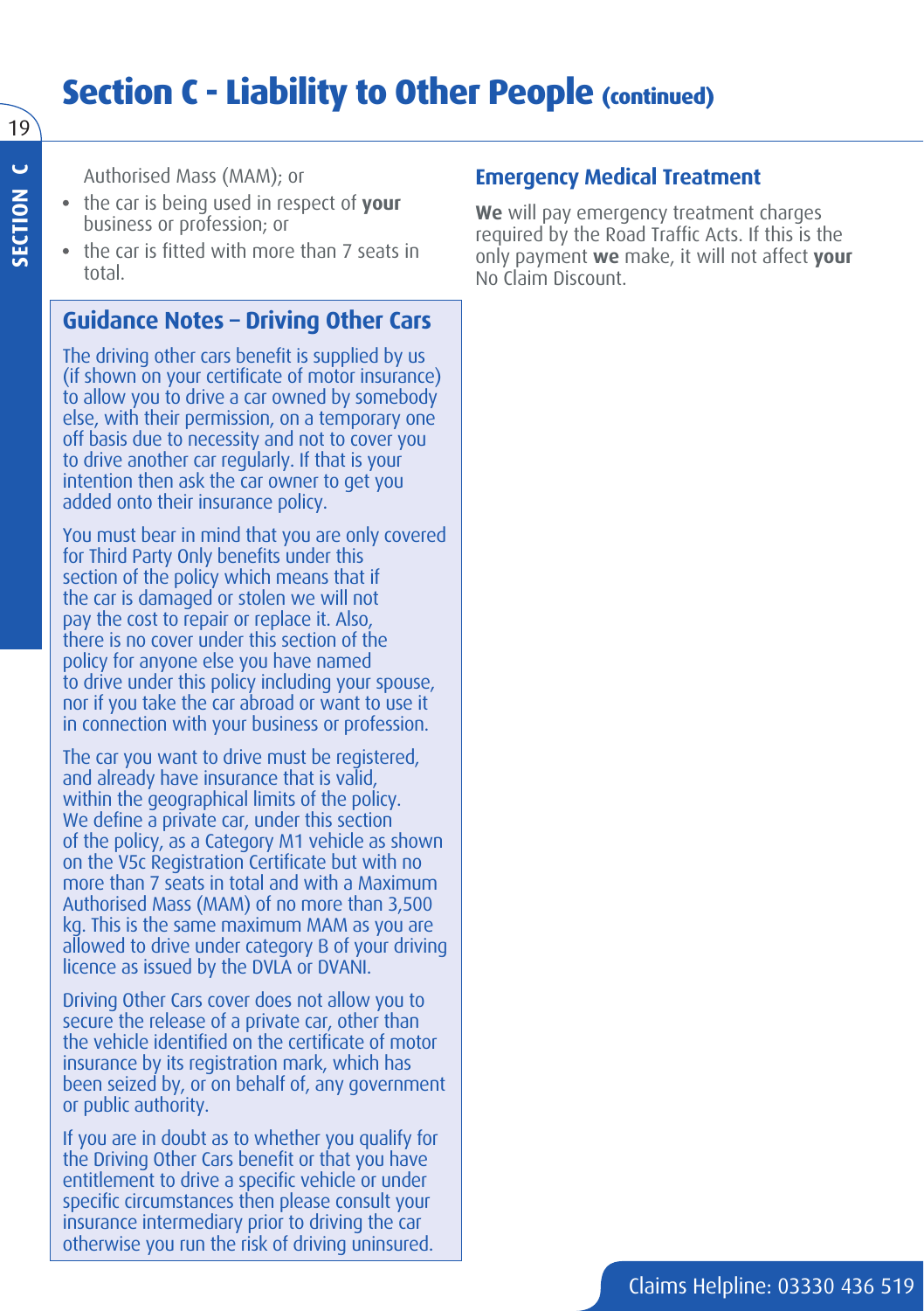Authorised Mass (MAM); or

- the car is being used in respect of **your** business or profession; or
- the car is fitted with more than 7 seats in total.

## Guidance Notes – Driving Other Cars

The driving other cars benefit is supplied by us (if shown on your certificate of motor insurance) to allow you to drive a car owned by somebody else, with their permission, on a temporary one off basis due to necessity and not to cover you to drive another car regularly. If that is your intention then ask the car owner to get you added onto their insurance policy.

You must bear in mind that you are only covered for Third Party Only benefits under this section of the policy which means that if the car is damaged or stolen we will not pay the cost to repair or replace it. Also, there is no cover under this section of the policy for anyone else you have named to drive under this policy including your spouse, nor if you take the car abroad or want to use it in connection with your business or profession.

The car you want to drive must be registered, and already have insurance that is valid, within the geographical limits of the policy. We define a private car, under this section of the policy, as a Category M1 vehicle as shown on the V5c Registration Certificate but with no more than 7 seats in total and with a Maximum Authorised Mass (MAM) of no more than 3,500 kg. This is the same maximum MAM as you are allowed to drive under category B of your driving licence as issued by the DVLA or DVANI.

Driving Other Cars cover does not allow you to secure the release of a private car, other than the vehicle identified on the certificate of motor insurance by its registration mark, which has been seized by, or on behalf of, any government or public authority.

If you are in doubt as to whether you qualify for the Driving Other Cars benefit or that you have entitlement to drive a specific vehicle or under specific circumstances then please consult your insurance intermediary prior to driving the car otherwise you run the risk of driving uninsured.

## Emergency Medical Treatment

**We** will pay emergency treatment charges required by the Road Traffic Acts. If this is the only payment **we** make, it will not affect **your** No Claim Discount.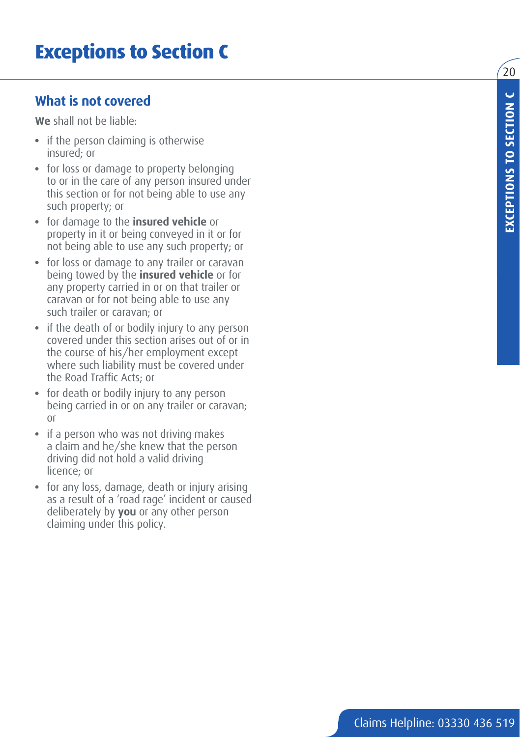# Exceptions to Section C

## What is not covered

**We** shall not be liable:

- if the person claiming is otherwise insured; or
- for loss or damage to property belonging to or in the care of any person insured under this section or for not being able to use any such property; or
- for damage to the **insured vehicle** or property in it or being conveyed in it or for not being able to use any such property; or
- for loss or damage to any trailer or caravan being towed by the **insured vehicle** or for any property carried in or on that trailer or caravan or for not being able to use any such trailer or caravan; or
- if the death of or bodily injury to any person covered under this section arises out of or in the course of his/her employment except where such liability must be covered under the Road Traffic Acts; or
- for death or bodily injury to any person being carried in or on any trailer or caravan; or
- if a person who was not driving makes a claim and he/she knew that the person driving did not hold a valid driving licence; or
- for any loss, damage, death or injury arising as a result of a 'road rage' incident or caused deliberately by **you** or any other person claiming under this policy.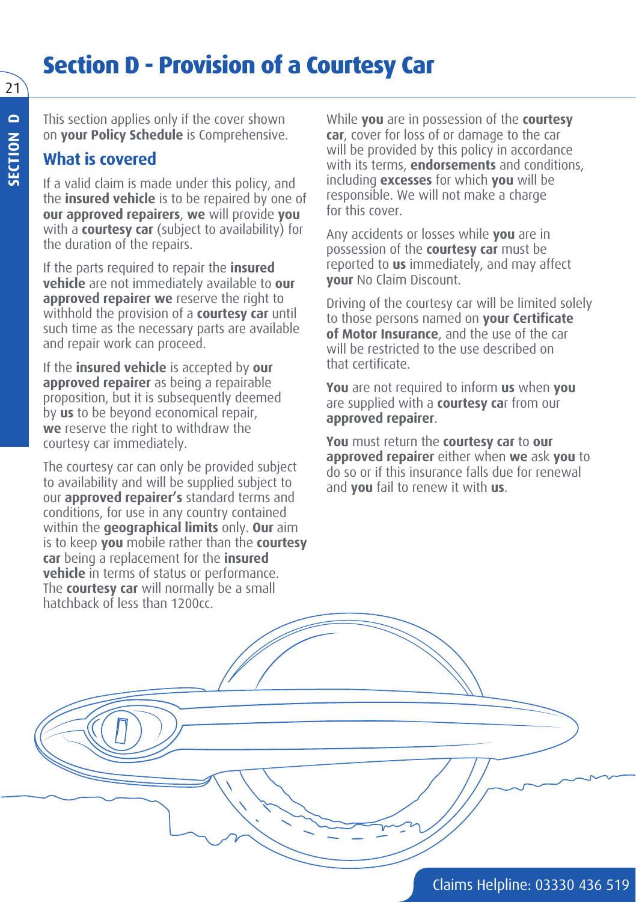# Section D - Provision of a Courtesy Car

This section applies only if the cover shown on **your Policy Schedule** is Comprehensive.

## What is covered

If a valid claim is made under this policy, and the **insured vehicle** is to be repaired by one of **our approved repairers**, **we** will provide **you** with a **courtesy car** (subject to availability) for the duration of the repairs.

If the parts required to repair the **insured vehicle** are not immediately available to **our approved repairer we** reserve the right to withhold the provision of a **courtesy car** until such time as the necessary parts are available and repair work can proceed.

If the **insured vehicle** is accepted by **our approved repairer** as being a repairable proposition, but it is subsequently deemed by **us** to be beyond economical repair, **we** reserve the right to withdraw the courtesy car immediately.

The courtesy car can only be provided subject to availability and will be supplied subject to our **approved repairer's** standard terms and conditions, for use in any country contained within the **geographical limits** only. **Our** aim is to keep **you** mobile rather than the **courtesy car** being a replacement for the **insured vehicle** in terms of status or performance. The **courtesy car** will normally be a small hatchback of less than 1200cc.

While **you** are in possession of the **courtesy car**, cover for loss of or damage to the car will be provided by this policy in accordance with its terms, **endorsements** and conditions, including **excesses** for which **you** will be responsible. We will not make a charge for this cover.

Any accidents or losses while **you** are in possession of the **courtesy car** must be reported to **us** immediately, and may affect **your** No Claim Discount.

Driving of the courtesy car will be limited solely to those persons named on **your Certificate of Motor Insurance**, and the use of the car will be restricted to the use described on that certificate.

**You** are not required to inform **us** when **you** are supplied with a **courtesy car** from our **approved repairer**.

**You** must return the **courtesy car** to **our approved repairer** either when **we** ask **you** to do so or if this insurance falls due for renewal and **you** fail to renew it with **us**.

Claims Helpline: 03330 436 519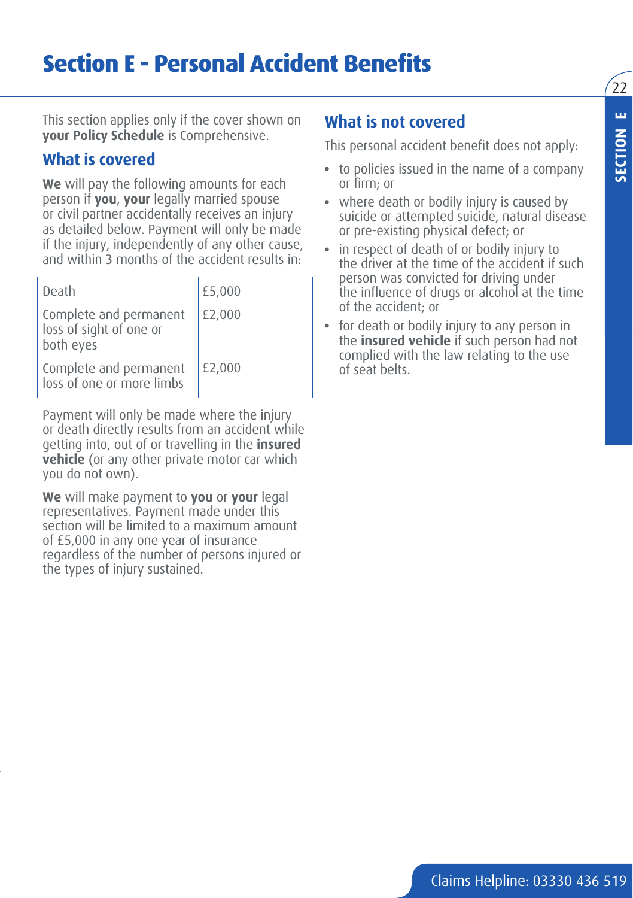# Section E - Personal Accident Benefits

This section applies only if the cover shown on **your Policy Schedule** is Comprehensive.

## What is covered

**We** will pay the following amounts for each person if **you**, **your** legally married spouse or civil partner accidentally receives an injury as detailed below. Payment will only be made if the injury, independently of any other cause, and within 3 months of the accident results in:

| | |
|---|---|
| Death | £5,000 |
| Complete and permanent loss of sight of one or both eyes | £2,000 |
| Complete and permanent loss of one or more limbs | £2,000 |

Payment will only be made where the injury or death directly results from an accident while getting into, out of or travelling in the **insured vehicle** (or any other private motor car which you do not own).

**We** will make payment to **you** or **your** legal representatives. Payment made under this section will be limited to a maximum amount of £5,000 in any one year of insurance regardless of the number of persons injured or the types of injury sustained.

## What is not covered

This personal accident benefit does not apply:

- to policies issued in the name of a company or firm; or
- where death or bodily injury is caused by suicide or attempted suicide, natural disease or pre-existing physical defect; or
- in respect of death of or bodily injury to the driver at the time of the accident if such person was convicted for driving under the influence of drugs or alcohol at the time of the accident; or
- for death or bodily injury to any person in the **insured vehicle** if such person had not complied with the law relating to the use of seat belts.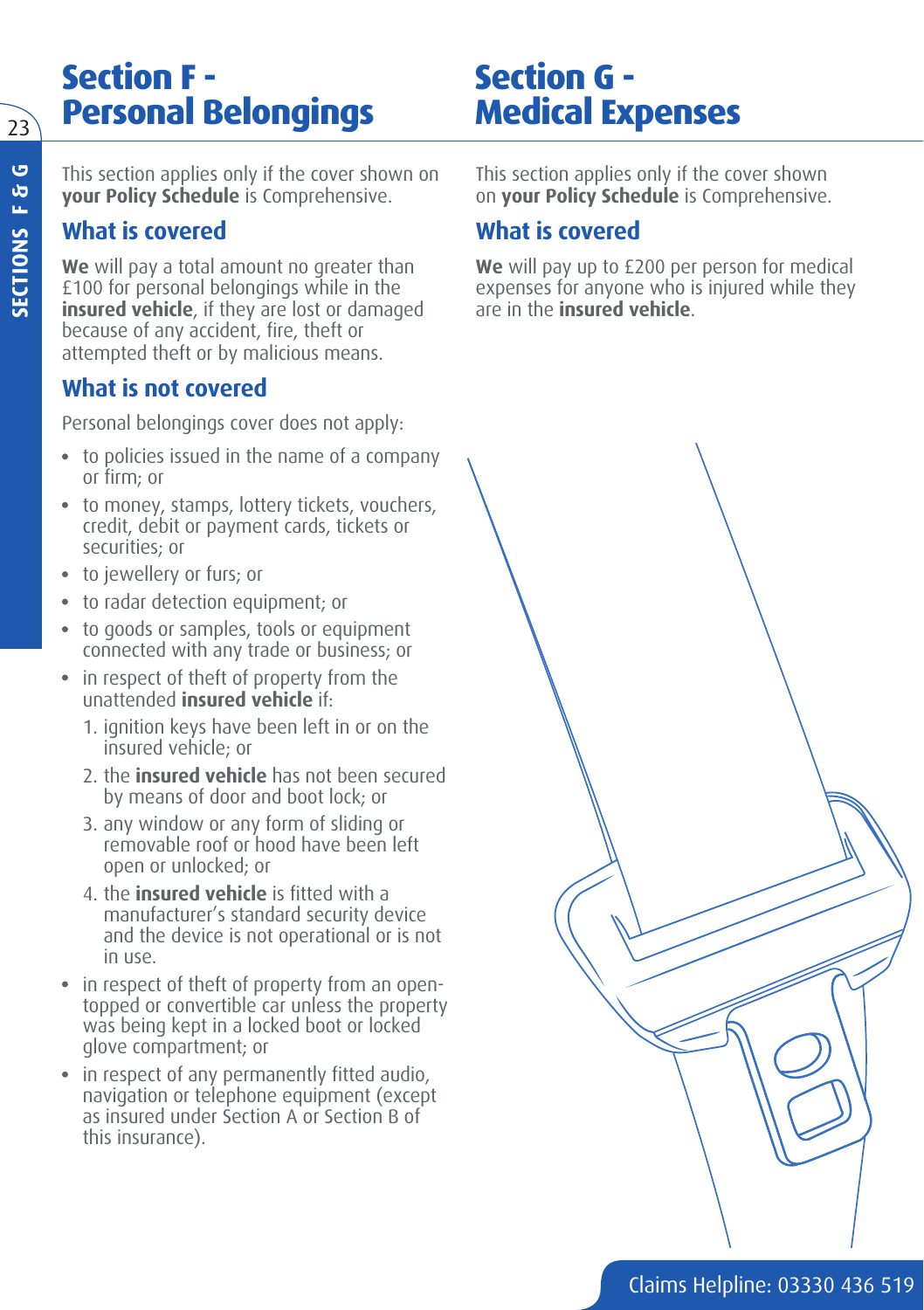# Section F - Personal Belongings

This section applies only if the cover shown on **your Policy Schedule** is Comprehensive.

## What is covered

**We** will pay a total amount no greater than £100 for personal belongings while in the **insured vehicle**, if they are lost or damaged because of any accident, fire, theft or attempted theft or by malicious means.

## What is not covered

Personal belongings cover does not apply:

- to policies issued in the name of a company or firm; or
- to money, stamps, lottery tickets, vouchers, credit, debit or payment cards, tickets or securities; or
- to jewellery or furs; or
- to radar detection equipment; or
- to goods or samples, tools or equipment connected with any trade or business; or
- in respect of theft of property from the unattended **insured vehicle** if:
    1. ignition keys have been left in or on the insured vehicle; or
    2. the **insured vehicle** has not been secured by means of door and boot lock; or
    3. any window or any form of sliding or removable roof or hood have been left open or unlocked; or
    4. the **insured vehicle** is fitted with a manufacturer's standard security device and the device is not operational or is not in use.
- in respect of theft of property from an open-topped or convertible car unless the property was being kept in a locked boot or locked glove compartment; or
- in respect of any permanently fitted audio, navigation or telephone equipment (except as insured under Section A or Section B of this insurance).

# Section G - Medical Expenses

This section applies only if the cover shown on **your Policy Schedule** is Comprehensive.

## What is covered

**We** will pay up to £200 per person for medical expenses for anyone who is injured while they are in the **insured vehicle**.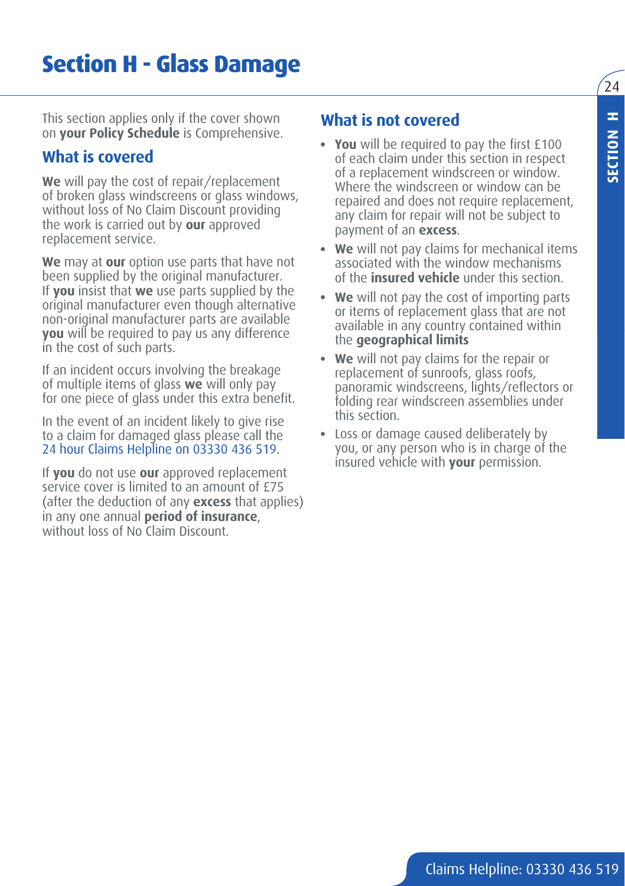# Section H - Glass Damage

This section applies only if the cover shown on **your Policy Schedule** is Comprehensive.

## What is covered

**We** will pay the cost of repair/replacement of broken glass windscreens or glass windows, without loss of No Claim Discount providing the work is carried out by **our** approved replacement service.

**We** may at **our** option use parts that have not been supplied by the original manufacturer. If **you** insist that **we** use parts supplied by the original manufacturer even though alternative non-original manufacturer parts are available **you** will be required to pay us any difference in the cost of such parts.

If an incident occurs involving the breakage of multiple items of glass **we** will only pay for one piece of glass under this extra benefit.

In the event of an incident likely to give rise to a claim for damaged glass please call the 24 hour Claims Helpline on 03330 436 519.

If **you** do not use **our** approved replacement service cover is limited to an amount of £75 (after the deduction of any **excess** that applies) in any one annual **period of insurance**, without loss of No Claim Discount.

## What is not covered

- **You** will be required to pay the first £100 of each claim under this section in respect of a replacement windscreen or window. Where the windscreen or window can be repaired and does not require replacement, any claim for repair will not be subject to payment of an **excess**.
- **We** will not pay claims for mechanical items associated with the window mechanisms of the **insured vehicle** under this section.
- **We** will not pay the cost of importing parts or items of replacement glass that are not available in any country contained within the **geographical limits**
- **We** will not pay claims for the repair or replacement of sunroofs, glass roofs, panoramic windscreens, lights/reflectors or folding rear windscreen assemblies under this section.
- Loss or damage caused deliberately by you, or any person who is in charge of the insured vehicle with **your** permission.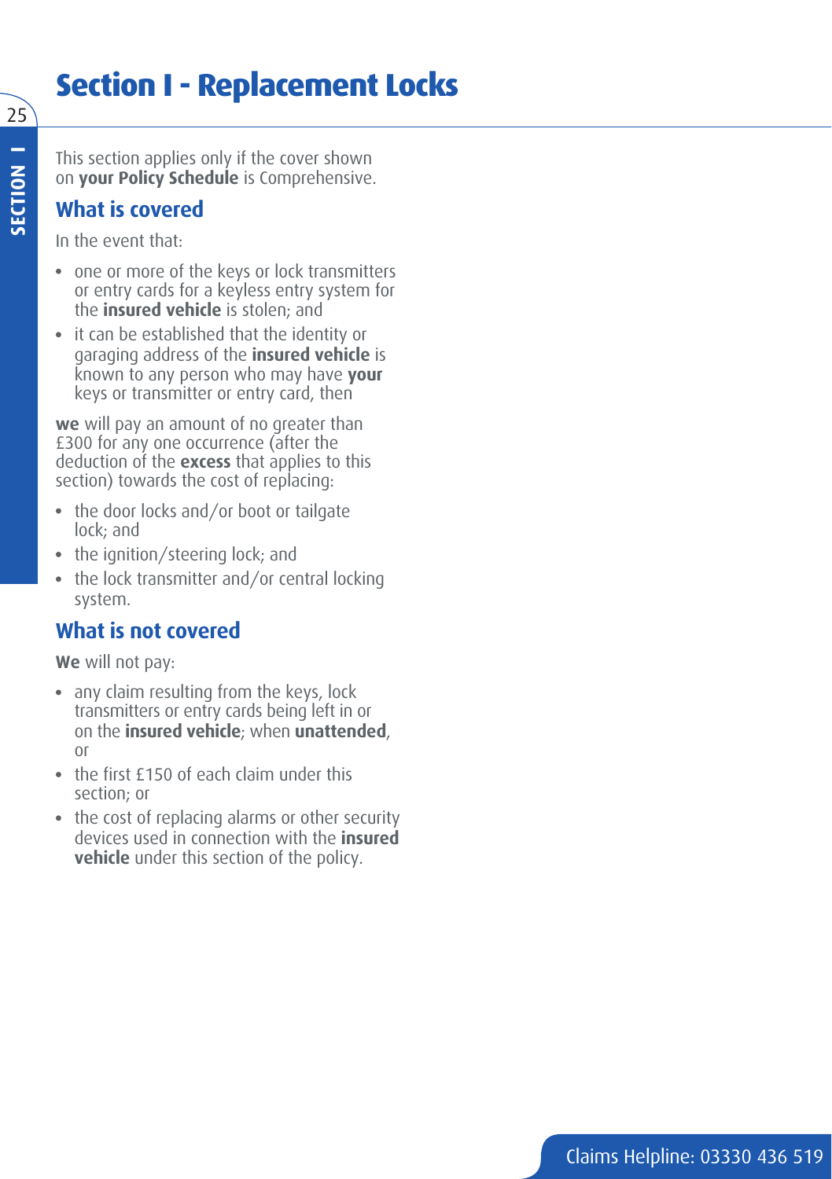# Section I - Replacement Locks

This section applies only if the cover shown on **your Policy Schedule** is Comprehensive.

## What is covered

In the event that:

- one or more of the keys or lock transmitters or entry cards for a keyless entry system for the **insured vehicle** is stolen; and
- it can be established that the identity or garaging address of the **insured vehicle** is known to any person who may have **your** keys or transmitter or entry card, then

**we** will pay an amount of no greater than £300 for any one occurrence (after the deduction of the **excess** that applies to this section) towards the cost of replacing:

- the door locks and/or boot or tailgate lock; and
- the ignition/steering lock; and
- the lock transmitter and/or central locking system.

## What is not covered

**We** will not pay:

- any claim resulting from the keys, lock transmitters or entry cards being left in or on the **insured vehicle**; when **unattended**, or
- the first £150 of each claim under this section; or
- the cost of replacing alarms or other security devices used in connection with the **insured vehicle** under this section of the policy.

Claims Helpline: 03330 436 519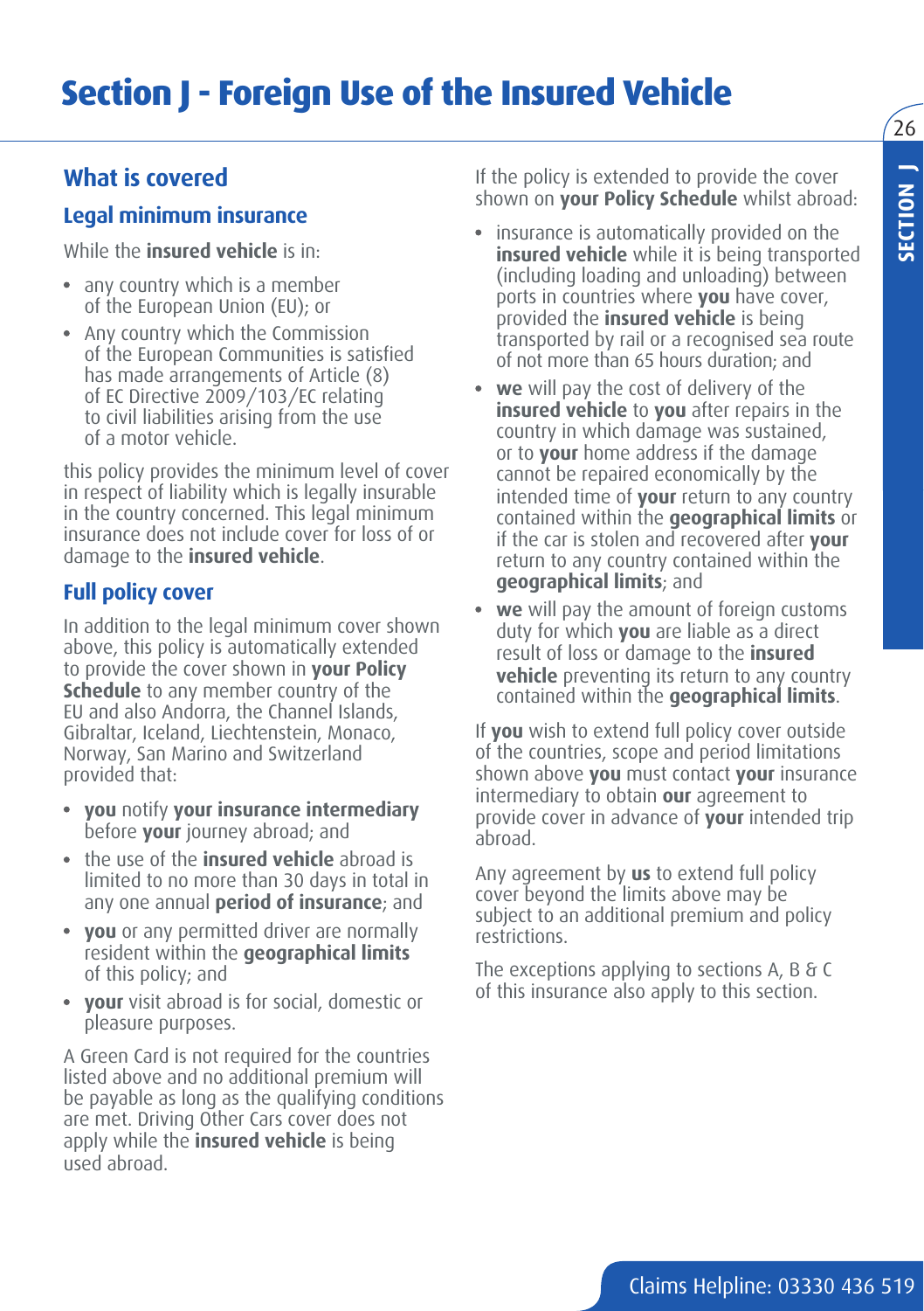# Section J - Foreign Use of the Insured Vehicle

## What is covered

### Legal minimum insurance

While the **insured vehicle** is in:

- any country which is a member of the European Union (EU); or
- Any country which the Commission of the European Communities is satisfied has made arrangements of Article (8) of EC Directive 2009/103/EC relating to civil liabilities arising from the use of a motor vehicle.

this policy provides the minimum level of cover in respect of liability which is legally insurable in the country concerned. This legal minimum insurance does not include cover for loss of or damage to the **insured vehicle**.

### Full policy cover

In addition to the legal minimum cover shown above, this policy is automatically extended to provide the cover shown in **your Policy Schedule** to any member country of the EU and also Andorra, the Channel Islands, Gibraltar, Iceland, Liechtenstein, Monaco, Norway, San Marino and Switzerland provided that:

- **you** notify **your insurance intermediary** before **your** journey abroad; and
- the use of the **insured vehicle** abroad is limited to no more than 30 days in total in any one annual **period of insurance**; and
- **you** or any permitted driver are normally resident within the **geographical limits** of this policy; and
- **your** visit abroad is for social, domestic or pleasure purposes.

A Green Card is not required for the countries listed above and no additional premium will be payable as long as the qualifying conditions are met. Driving Other Cars cover does not apply while the **insured vehicle** is being used abroad.

If the policy is extended to provide the cover shown on **your Policy Schedule** whilst abroad:

- insurance is automatically provided on the **insured vehicle** while it is being transported (including loading and unloading) between ports in countries where **you** have cover, provided the **insured vehicle** is being transported by rail or a recognised sea route of not more than 65 hours duration; and
- **we** will pay the cost of delivery of the **insured vehicle** to **you** after repairs in the country in which damage was sustained, or to **your** home address if the damage cannot be repaired economically by the intended time of **your** return to any country contained within the **geographical limits** or if the car is stolen and recovered after **your** return to any country contained within the **geographical limits**; and
- **we** will pay the amount of foreign customs duty for which **you** are liable as a direct result of loss or damage to the **insured vehicle** preventing its return to any country contained within the **geographical limits**.

If **you** wish to extend full policy cover outside of the countries, scope and period limitations shown above **you** must contact **your** insurance intermediary to obtain **our** agreement to provide cover in advance of **your** intended trip abroad.

Any agreement by **us** to extend full policy cover beyond the limits above may be subject to an additional premium and policy restrictions.

The exceptions applying to sections A, B & C of this insurance also apply to this section.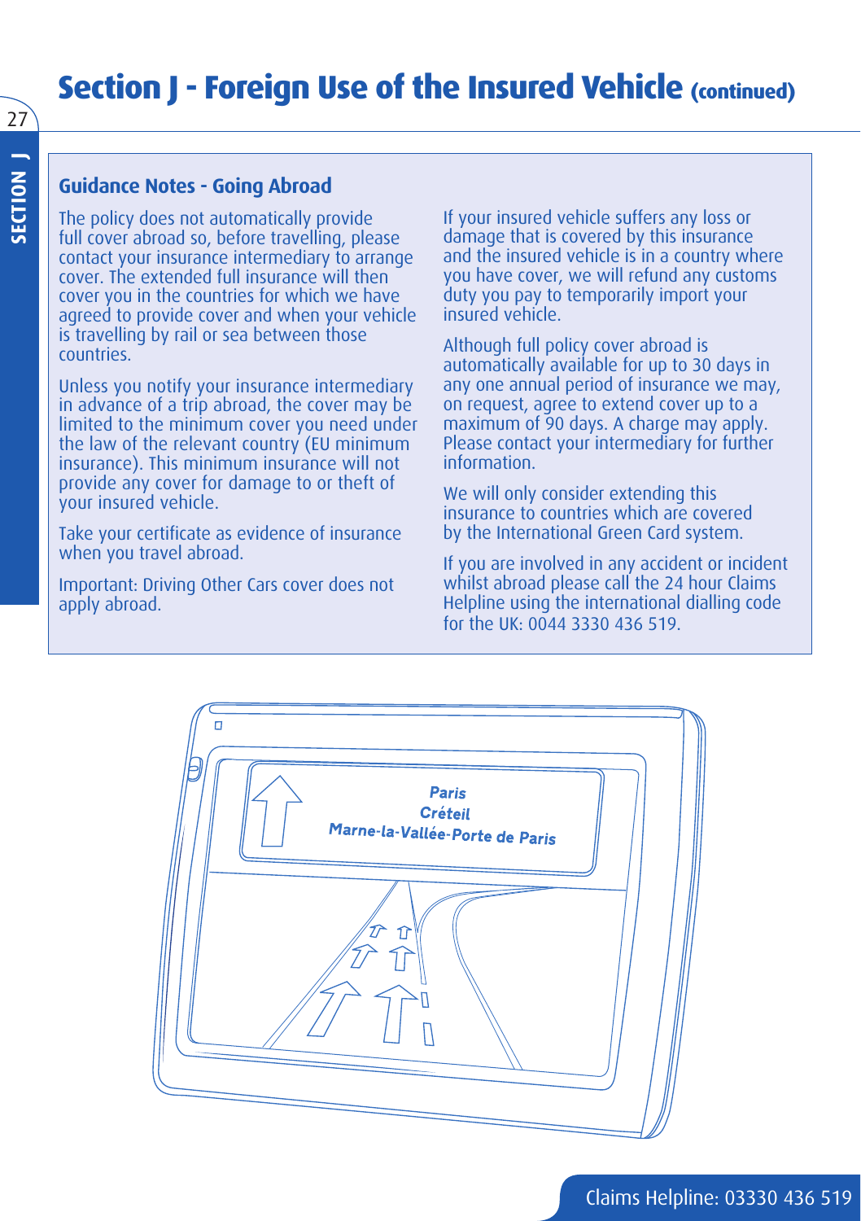# Section J - Foreign Use of the Insured Vehicle (continued)

## Guidance Notes - Going Abroad

The policy does not automatically provide full cover abroad so, before travelling, please contact your insurance intermediary to arrange cover. The extended full insurance will then cover you in the countries for which we have agreed to provide cover and when your vehicle is travelling by rail or sea between those countries.

Unless you notify your insurance intermediary in advance of a trip abroad, the cover may be limited to the minimum cover you need under the law of the relevant country (EU minimum insurance). This minimum insurance will not provide any cover for damage to or theft of your insured vehicle.

Take your certificate as evidence of insurance when you travel abroad.

Important: Driving Other Cars cover does not apply abroad.

If your insured vehicle suffers any loss or damage that is covered by this insurance and the insured vehicle is in a country where you have cover, we will refund any customs duty you pay to temporarily import your insured vehicle.

Although full policy cover abroad is automatically available for up to 30 days in any one annual period of insurance we may, on request, agree to extend cover up to a maximum of 90 days. A charge may apply. Please contact your intermediary for further information.

We will only consider extending this insurance to countries which are covered by the International Green Card system.

If you are involved in any accident or incident whilst abroad please call the 24 hour Claims Helpline using the international dialling code for the UK: 0044 3330 436 519.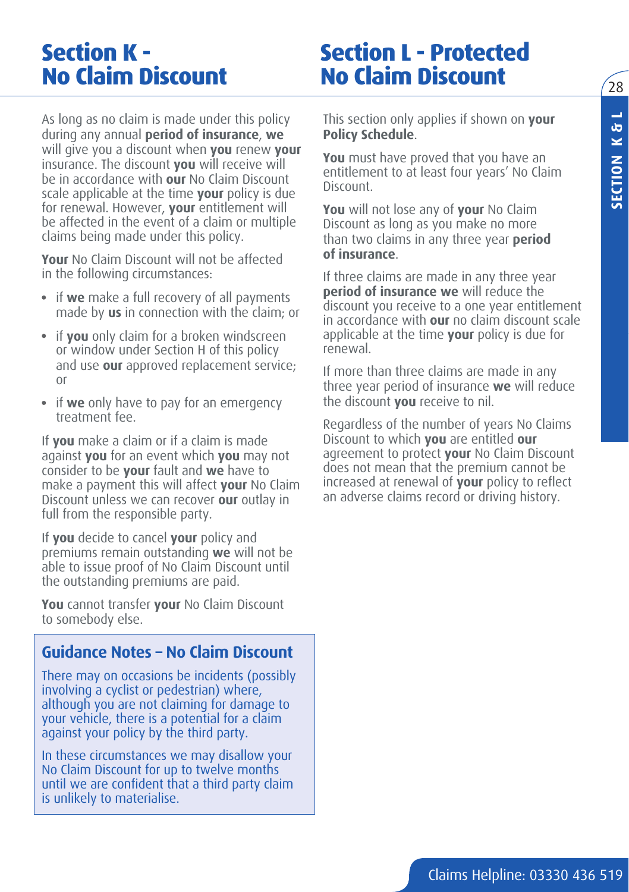# Section K - No Claim Discount

As long as no claim is made under this policy during any annual **period of insurance**, **we** will give you a discount when **you** renew **your** insurance. The discount **you** will receive will be in accordance with **our** No Claim Discount scale applicable at the time **your** policy is due for renewal. However, **your** entitlement will be affected in the event of a claim or multiple claims being made under this policy.

**Your** No Claim Discount will not be affected in the following circumstances:

- if **we** make a full recovery of all payments made by **us** in connection with the claim; or
- if **you** only claim for a broken windscreen or window under Section H of this policy and use **our** approved replacement service; or
- if **we** only have to pay for an emergency treatment fee.

If **you** make a claim or if a claim is made against **you** for an event which **you** may not consider to be **your** fault and **we** have to make a payment this will affect **your** No Claim Discount unless we can recover **our** outlay in full from the responsible party.

If **you** decide to cancel **your** policy and premiums remain outstanding **we** will not be able to issue proof of No Claim Discount until the outstanding premiums are paid.

**You** cannot transfer **your** No Claim Discount to somebody else.

## Guidance Notes – No Claim Discount

There may on occasions be incidents (possibly involving a cyclist or pedestrian) where, although you are not claiming for damage to your vehicle, there is a potential for a claim against your policy by the third party.

In these circumstances we may disallow your No Claim Discount for up to twelve months until we are confident that a third party claim is unlikely to materialise.

# Section L - Protected No Claim Discount

This section only applies if shown on **your Policy Schedule**.

**You** must have proved that you have an entitlement to at least four years' No Claim Discount.

**You** will not lose any of **your** No Claim Discount as long as you make no more than two claims in any three year **period of insurance**.

If three claims are made in any three year **period of insurance we** will reduce the discount you receive to a one year entitlement in accordance with **our** no claim discount scale applicable at the time **your** policy is due for renewal.

If more than three claims are made in any three year period of insurance **we** will reduce the discount **you** receive to nil.

Regardless of the number of years No Claims Discount to which **you** are entitled **our** agreement to protect **your** No Claim Discount does not mean that the premium cannot be increased at renewal of **your** policy to reflect an adverse claims record or driving history.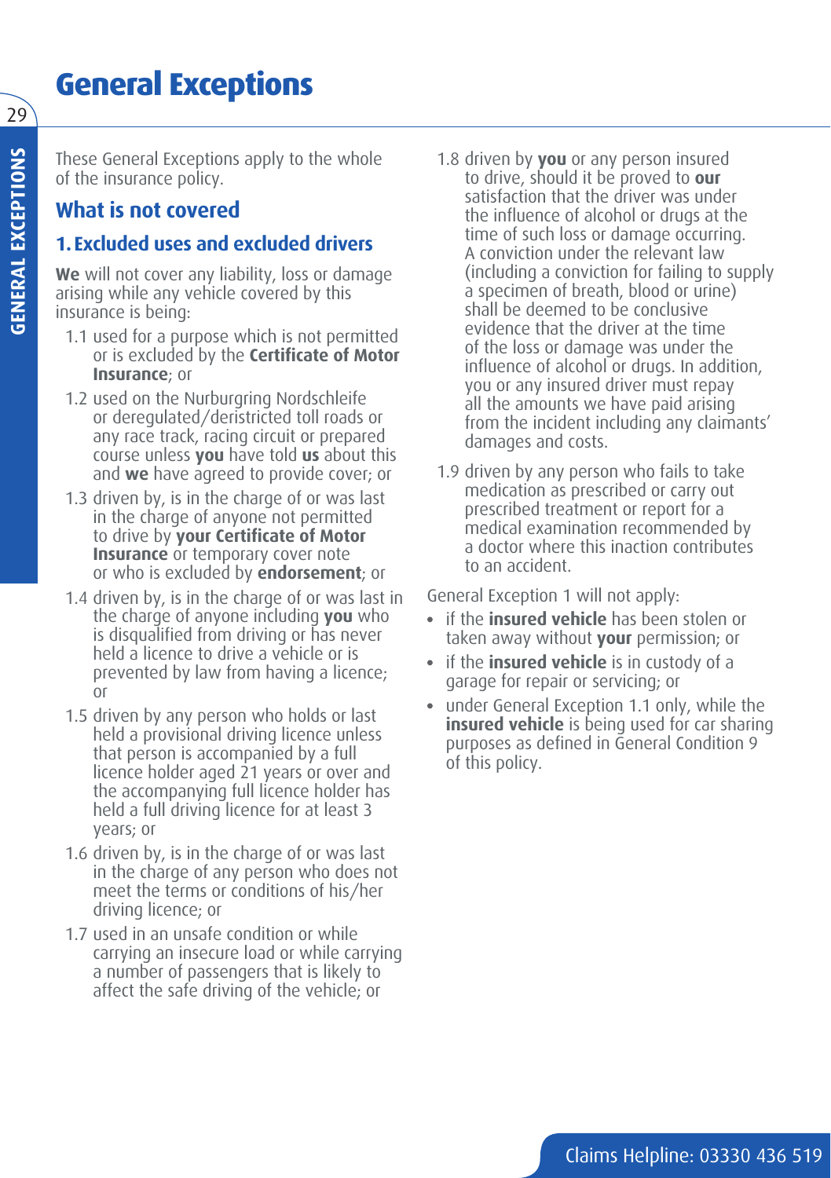# General Exceptions

These General Exceptions apply to the whole of the insurance policy.

## What is not covered

### 1. Excluded uses and excluded drivers

**We** will not cover any liability, loss or damage arising while any vehicle covered by this insurance is being:

1.1 used for a purpose which is not permitted or is excluded by the **Certificate of Motor Insurance**; or

1.2 used on the Nurburgring Nordschleife or deregulated/deristricted toll roads or any race track, racing circuit or prepared course unless **you** have told **us** about this and **we** have agreed to provide cover; or

1.3 driven by, is in the charge of or was last in the charge of anyone not permitted to drive by **your Certificate of Motor Insurance** or temporary cover note or who is excluded by **endorsement**; or

1.4 driven by, is in the charge of or was last in the charge of anyone including **you** who is disqualified from driving or has never held a licence to drive a vehicle or is prevented by law from having a licence; or

1.5 driven by any person who holds or last held a provisional driving licence unless that person is accompanied by a full licence holder aged 21 years or over and the accompanying full licence holder has held a full driving licence for at least 3 years; or

1.6 driven by, is in the charge of or was last in the charge of any person who does not meet the terms or conditions of his/her driving licence; or

1.7 used in an unsafe condition or while carrying an insecure load or while carrying a number of passengers that is likely to affect the safe driving of the vehicle; or

1.8 driven by **you** or any person insured to drive, should it be proved to **our** satisfaction that the driver was under the influence of alcohol or drugs at the time of such loss or damage occurring. A conviction under the relevant law (including a conviction for failing to supply a specimen of breath, blood or urine) shall be deemed to be conclusive evidence that the driver at the time of the loss or damage was under the influence of alcohol or drugs. In addition, you or any insured driver must repay all the amounts we have paid arising from the incident including any claimants' damages and costs.

1.9 driven by any person who fails to take medication as prescribed or carry out prescribed treatment or report for a medical examination recommended by a doctor where this inaction contributes to an accident.

General Exception 1 will not apply:

- if the **insured vehicle** has been stolen or taken away without **your** permission; or
- if the **insured vehicle** is in custody of a garage for repair or servicing; or
- under General Exception 1.1 only, while the **insured vehicle** is being used for car sharing purposes as defined in General Condition 9 of this policy.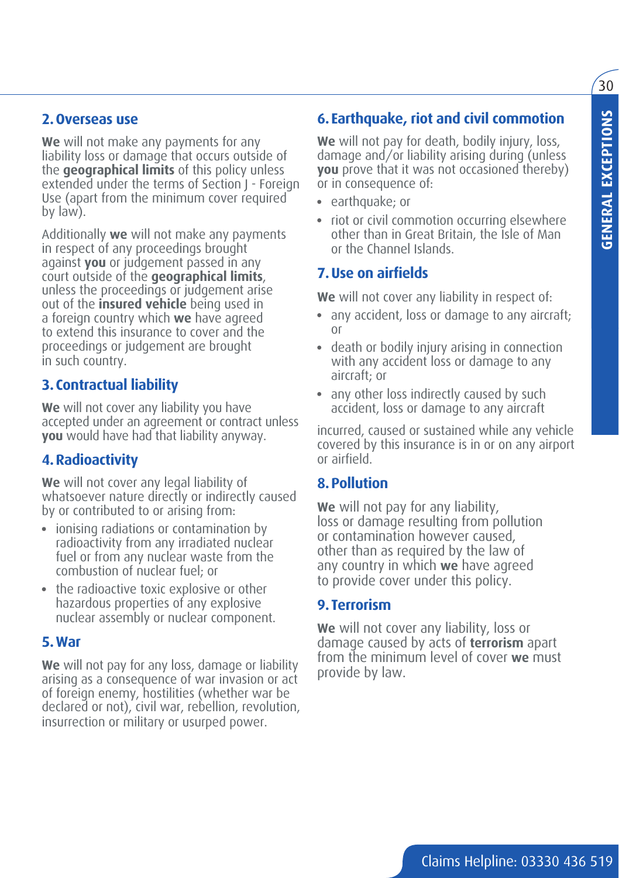## 2. Overseas use

**We** will not make any payments for any liability loss or damage that occurs outside of the **geographical limits** of this policy unless extended under the terms of Section J - Foreign Use (apart from the minimum cover required by law).

Additionally **we** will not make any payments in respect of any proceedings brought against **you** or judgement passed in any court outside of the **geographical limits**, unless the proceedings or judgement arise out of the **insured vehicle** being used in a foreign country which **we** have agreed to extend this insurance to cover and the proceedings or judgement are brought in such country.

## 3. Contractual liability

**We** will not cover any liability you have accepted under an agreement or contract unless **you** would have had that liability anyway.

## 4. Radioactivity

**We** will not cover any legal liability of whatsoever nature directly or indirectly caused by or contributed to or arising from:

- ionising radiations or contamination by radioactivity from any irradiated nuclear fuel or from any nuclear waste from the combustion of nuclear fuel; or
- the radioactive toxic explosive or other hazardous properties of any explosive nuclear assembly or nuclear component.

## 5. War

**We** will not pay for any loss, damage or liability arising as a consequence of war invasion or act of foreign enemy, hostilities (whether war be declared or not), civil war, rebellion, revolution, insurrection or military or usurped power.

## 6. Earthquake, riot and civil commotion

**We** will not pay for death, bodily injury, loss, damage and/or liability arising during (unless **you** prove that it was not occasioned thereby) or in consequence of:

- earthquake; or
- riot or civil commotion occurring elsewhere other than in Great Britain, the Isle of Man or the Channel Islands.

## 7. Use on airfields

**We** will not cover any liability in respect of:

- any accident, loss or damage to any aircraft; or
- death or bodily injury arising in connection with any accident loss or damage to any aircraft; or
- any other loss indirectly caused by such accident, loss or damage to any aircraft

incurred, caused or sustained while any vehicle covered by this insurance is in or on any airport or airfield.

## 8. Pollution

**We** will not pay for any liability, loss or damage resulting from pollution or contamination however caused, other than as required by the law of any country in which **we** have agreed to provide cover under this policy.

## 9. Terrorism

**We** will not cover any liability, loss or damage caused by acts of **terrorism** apart from the minimum level of cover **we** must provide by law.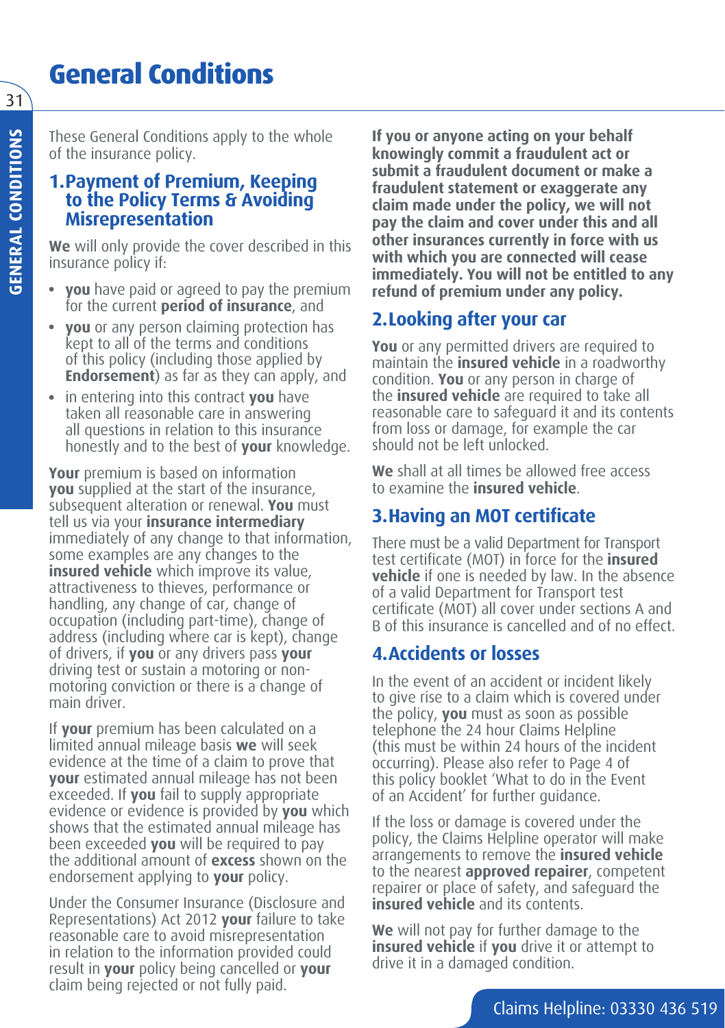# General Conditions

These General Conditions apply to the whole of the insurance policy.

## 1. Payment of Premium, Keeping to the Policy Terms & Avoiding Misrepresentation

**We** will only provide the cover described in this insurance policy if:

- **you** have paid or agreed to pay the premium for the current **period of insurance**, and
- **you** or any person claiming protection has kept to all of the terms and conditions of this policy (including those applied by **Endorsement**) as far as they can apply, and
- in entering into this contract **you** have taken all reasonable care in answering all questions in relation to this insurance honestly and to the best of **your** knowledge.

**Your** premium is based on information **you** supplied at the start of the insurance, subsequent alteration or renewal. **You** must tell us via your **insurance intermediary** immediately of any change to that information, some examples are any changes to the **insured vehicle** which improve its value, attractiveness to thieves, performance or handling, any change of car, change of occupation (including part-time), change of address (including where car is kept), change of drivers, if **you** or any drivers pass **your** driving test or sustain a motoring or non-motoring conviction or there is a change of main driver.

If **your** premium has been calculated on a limited annual mileage basis **we** will seek evidence at the time of a claim to prove that **your** estimated annual mileage has not been exceeded. If **you** fail to supply appropriate evidence or evidence is provided by **you** which shows that the estimated annual mileage has been exceeded **you** will be required to pay the additional amount of **excess** shown on the endorsement applying to **your** policy.

Under the Consumer Insurance (Disclosure and Representations) Act 2012 **your** failure to take reasonable care to avoid misrepresentation in relation to the information provided could result in **your** policy being cancelled or **your** claim being rejected or not fully paid.

**If you or anyone acting on your behalf knowingly commit a fraudulent act or submit a fraudulent document or make a fraudulent statement or exaggerate any claim made under the policy, we will not pay the claim and cover under this and all other insurances currently in force with us with which you are connected will cease immediately. You will not be entitled to any refund of premium under any policy.**

## 2. Looking after your car

**You** or any permitted drivers are required to maintain the **insured vehicle** in a roadworthy condition. **You** or any person in charge of the **insured vehicle** are required to take all reasonable care to safeguard it and its contents from loss or damage, for example the car should not be left unlocked.

**We** shall at all times be allowed free access to examine the **insured vehicle**.

## 3. Having an MOT certificate

There must be a valid Department for Transport test certificate (MOT) in force for the **insured vehicle** if one is needed by law. In the absence of a valid Department for Transport test certificate (MOT) all cover under sections A and B of this insurance is cancelled and of no effect.

## 4. Accidents or losses

In the event of an accident or incident likely to give rise to a claim which is covered under the policy, **you** must as soon as possible telephone the 24 hour Claims Helpline (this must be within 24 hours of the incident occurring). Please also refer to Page 4 of this policy booklet 'What to do in the Event of an Accident' for further guidance.

If the loss or damage is covered under the policy, the Claims Helpline operator will make arrangements to remove the **insured vehicle** to the nearest **approved repairer**, competent repairer or place of safety, and safeguard the **insured vehicle** and its contents.

**We** will not pay for further damage to the **insured vehicle** if **you** drive it or attempt to drive it in a damaged condition.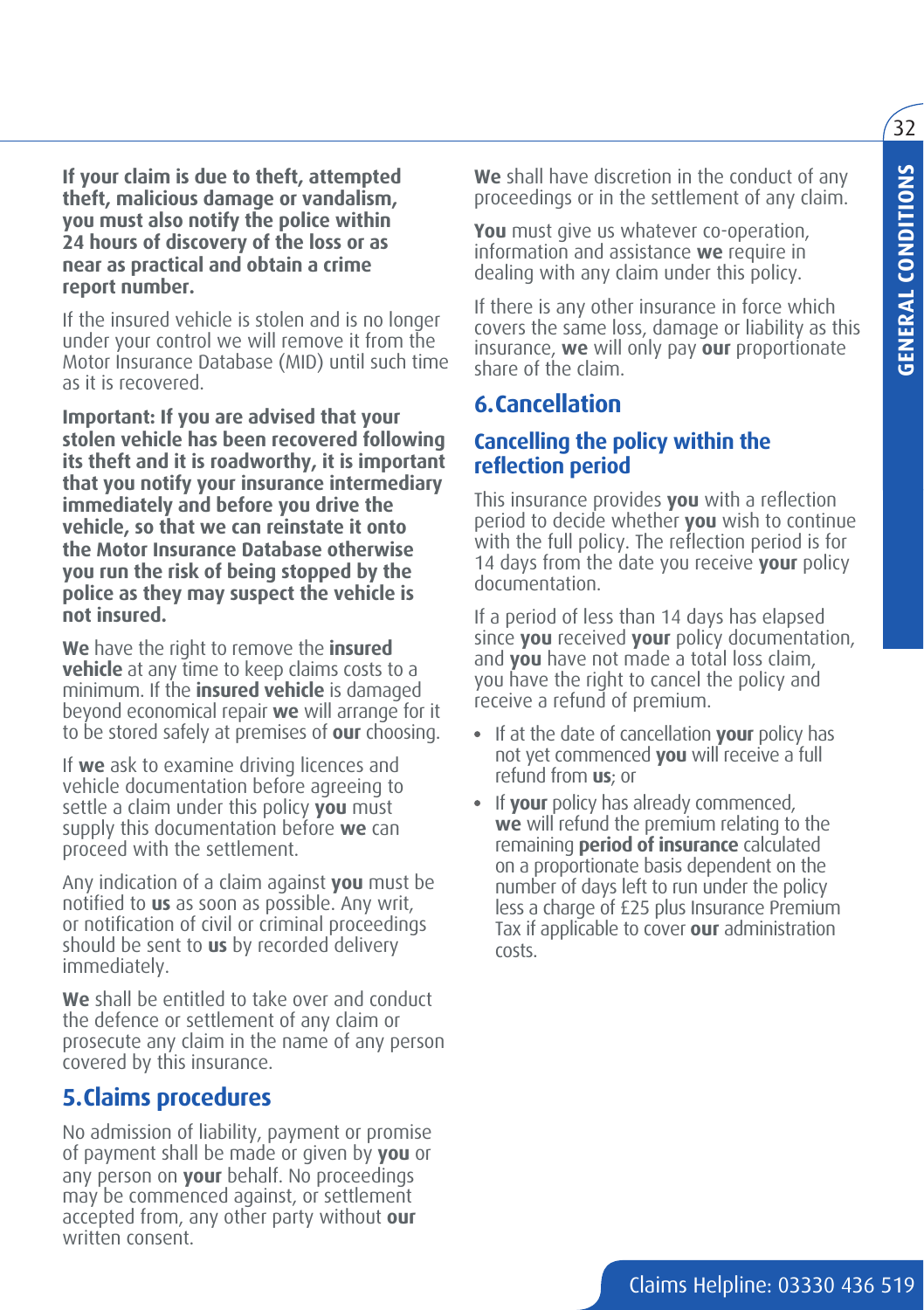**If your claim is due to theft, attempted theft, malicious damage or vandalism, you must also notify the police within 24 hours of discovery of the loss or as near as practical and obtain a crime report number.**

If the insured vehicle is stolen and is no longer under your control we will remove it from the Motor Insurance Database (MID) until such time as it is recovered.

**Important: If you are advised that your stolen vehicle has been recovered following its theft and it is roadworthy, it is important that you notify your insurance intermediary immediately and before you drive the vehicle, so that we can reinstate it onto the Motor Insurance Database otherwise you run the risk of being stopped by the police as they may suspect the vehicle is not insured.**

**We** have the right to remove the **insured vehicle** at any time to keep claims costs to a minimum. If the **insured vehicle** is damaged beyond economical repair **we** will arrange for it to be stored safely at premises of **our** choosing.

If **we** ask to examine driving licences and vehicle documentation before agreeing to settle a claim under this policy **you** must supply this documentation before **we** can proceed with the settlement.

Any indication of a claim against **you** must be notified to **us** as soon as possible. Any writ, or notification of civil or criminal proceedings should be sent to **us** by recorded delivery immediately.

**We** shall be entitled to take over and conduct the defence or settlement of any claim or prosecute any claim in the name of any person covered by this insurance.

## 5. Claims procedures

No admission of liability, payment or promise of payment shall be made or given by **you** or any person on **your** behalf. No proceedings may be commenced against, or settlement accepted from, any other party without **our** written consent.

**We** shall have discretion in the conduct of any proceedings or in the settlement of any claim.

**You** must give us whatever co-operation, information and assistance **we** require in dealing with any claim under this policy.

If there is any other insurance in force which covers the same loss, damage or liability as this insurance, **we** will only pay **our** proportionate share of the claim.

## 6. Cancellation

### Cancelling the policy within the reflection period

This insurance provides **you** with a reflection period to decide whether **you** wish to continue with the full policy. The reflection period is for 14 days from the date you receive **your** policy documentation.

If a period of less than 14 days has elapsed since **you** received **your** policy documentation, and **you** have not made a total loss claim, you have the right to cancel the policy and receive a refund of premium.

- If at the date of cancellation **your** policy has not yet commenced **you** will receive a full refund from **us**; or
- If **your** policy has already commenced, **we** will refund the premium relating to the remaining **period of insurance** calculated on a proportionate basis dependent on the number of days left to run under the policy less a charge of £25 plus Insurance Premium Tax if applicable to cover **our** administration costs.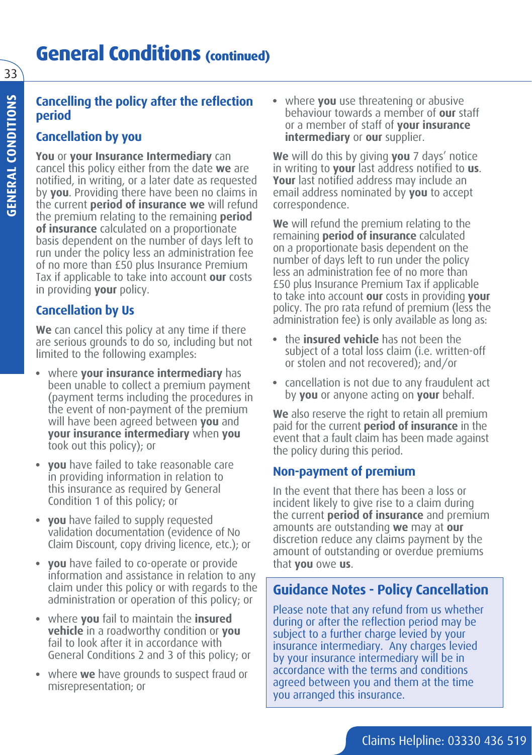# General Conditions (continued)

## Cancelling the policy after the reflection period

### Cancellation by you

**You** or **your Insurance Intermediary** can cancel this policy either from the date **we** are notified, in writing, or a later date as requested by **you**. Providing there have been no claims in the current **period of insurance we** will refund the premium relating to the remaining **period of insurance** calculated on a proportionate basis dependent on the number of days left to run under the policy less an administration fee of no more than £50 plus Insurance Premium Tax if applicable to take into account **our** costs in providing **your** policy.

### Cancellation by Us

**We** can cancel this policy at any time if there are serious grounds to do so, including but not limited to the following examples:

- where **your insurance intermediary** has been unable to collect a premium payment (payment terms including the procedures in the event of non-payment of the premium will have been agreed between **you** and **your insurance intermediary** when **you** took out this policy); or
- **you** have failed to take reasonable care in providing information in relation to this insurance as required by General Condition 1 of this policy; or
- **you** have failed to supply requested validation documentation (evidence of No Claim Discount, copy driving licence, etc.); or
- **you** have failed to co-operate or provide information and assistance in relation to any claim under this policy or with regards to the administration or operation of this policy; or
- where **you** fail to maintain the **insured vehicle** in a roadworthy condition or **you** fail to look after it in accordance with General Conditions 2 and 3 of this policy; or
- where **we** have grounds to suspect fraud or misrepresentation; or
- where **you** use threatening or abusive behaviour towards a member of **our** staff or a member of staff of **your insurance intermediary** or **our** supplier.

**We** will do this by giving **you** 7 days' notice in writing to **your** last address notified to **us**. **Your** last notified address may include an email address nominated by **you** to accept correspondence.

**We** will refund the premium relating to the remaining **period of insurance** calculated on a proportionate basis dependent on the number of days left to run under the policy less an administration fee of no more than £50 plus Insurance Premium Tax if applicable to take into account **our** costs in providing **your** policy. The pro rata refund of premium (less the administration fee) is only available as long as:

- the **insured vehicle** has not been the subject of a total loss claim (i.e. written-off or stolen and not recovered); and/or
- cancellation is not due to any fraudulent act by **you** or anyone acting on **your** behalf.

**We** also reserve the right to retain all premium paid for the current **period of insurance** in the event that a fault claim has been made against the policy during this period.

### Non-payment of premium

In the event that there has been a loss or incident likely to give rise to a claim during the current **period of insurance** and premium amounts are outstanding **we** may at **our** discretion reduce any claims payment by the amount of outstanding or overdue premiums that **you** owe **us**.

### Guidance Notes - Policy Cancellation

Please note that any refund from us whether during or after the reflection period may be subject to a further charge levied by your insurance intermediary. Any charges levied by your insurance intermediary will be in accordance with the terms and conditions agreed between you and them at the time you arranged this insurance.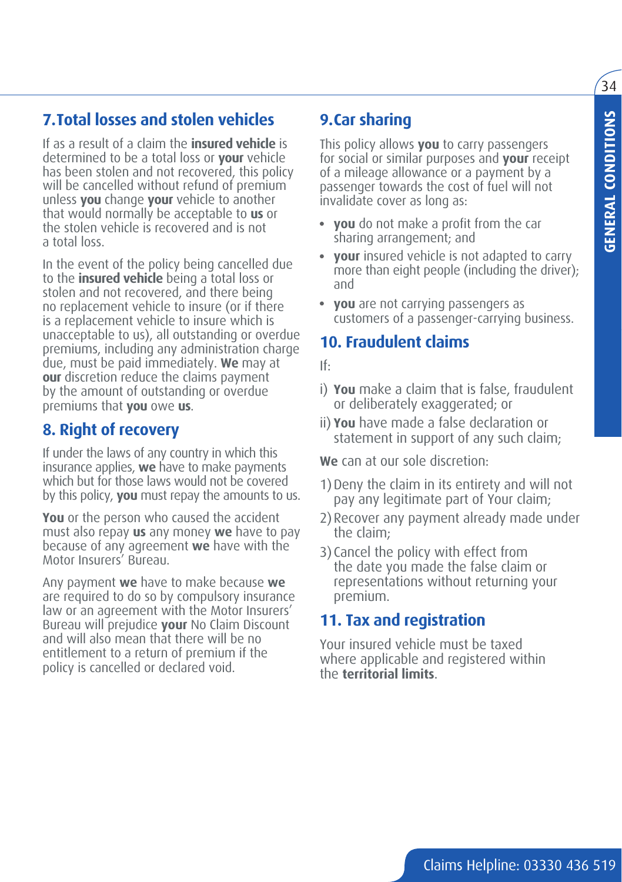## 7. Total losses and stolen vehicles

If as a result of a claim the **insured vehicle** is determined to be a total loss or **your** vehicle has been stolen and not recovered, this policy will be cancelled without refund of premium unless **you** change **your** vehicle to another that would normally be acceptable to **us** or the stolen vehicle is recovered and is not a total loss.

In the event of the policy being cancelled due to the **insured vehicle** being a total loss or stolen and not recovered, and there being no replacement vehicle to insure (or if there is a replacement vehicle to insure which is unacceptable to us), all outstanding or overdue premiums, including any administration charge due, must be paid immediately. **We** may at **our** discretion reduce the claims payment by the amount of outstanding or overdue premiums that **you** owe **us**.

## 8. Right of recovery

If under the laws of any country in which this insurance applies, **we** have to make payments which but for those laws would not be covered by this policy, **you** must repay the amounts to us.

**You** or the person who caused the accident must also repay **us** any money **we** have to pay because of any agreement **we** have with the Motor Insurers' Bureau.

Any payment **we** have to make because **we** are required to do so by compulsory insurance law or an agreement with the Motor Insurers' Bureau will prejudice **your** No Claim Discount and will also mean that there will be no entitlement to a return of premium if the policy is cancelled or declared void.

## 9. Car sharing

This policy allows **you** to carry passengers for social or similar purposes and **your** receipt of a mileage allowance or a payment by a passenger towards the cost of fuel will not invalidate cover as long as:

- **you** do not make a profit from the car sharing arrangement; and
- **your** insured vehicle is not adapted to carry more than eight people (including the driver); and
- **you** are not carrying passengers as customers of a passenger-carrying business.

## 10. Fraudulent claims

If:

i) **You** make a claim that is false, fraudulent or deliberately exaggerated; or

ii) **You** have made a false declaration or statement in support of any such claim;

**We** can at our sole discretion:

1) Deny the claim in its entirety and will not pay any legitimate part of Your claim;
2) Recover any payment already made under the claim;
3) Cancel the policy with effect from the date you made the false claim or representations without returning your premium.

## 11. Tax and registration

Your insured vehicle must be taxed where applicable and registered within the **territorial limits**.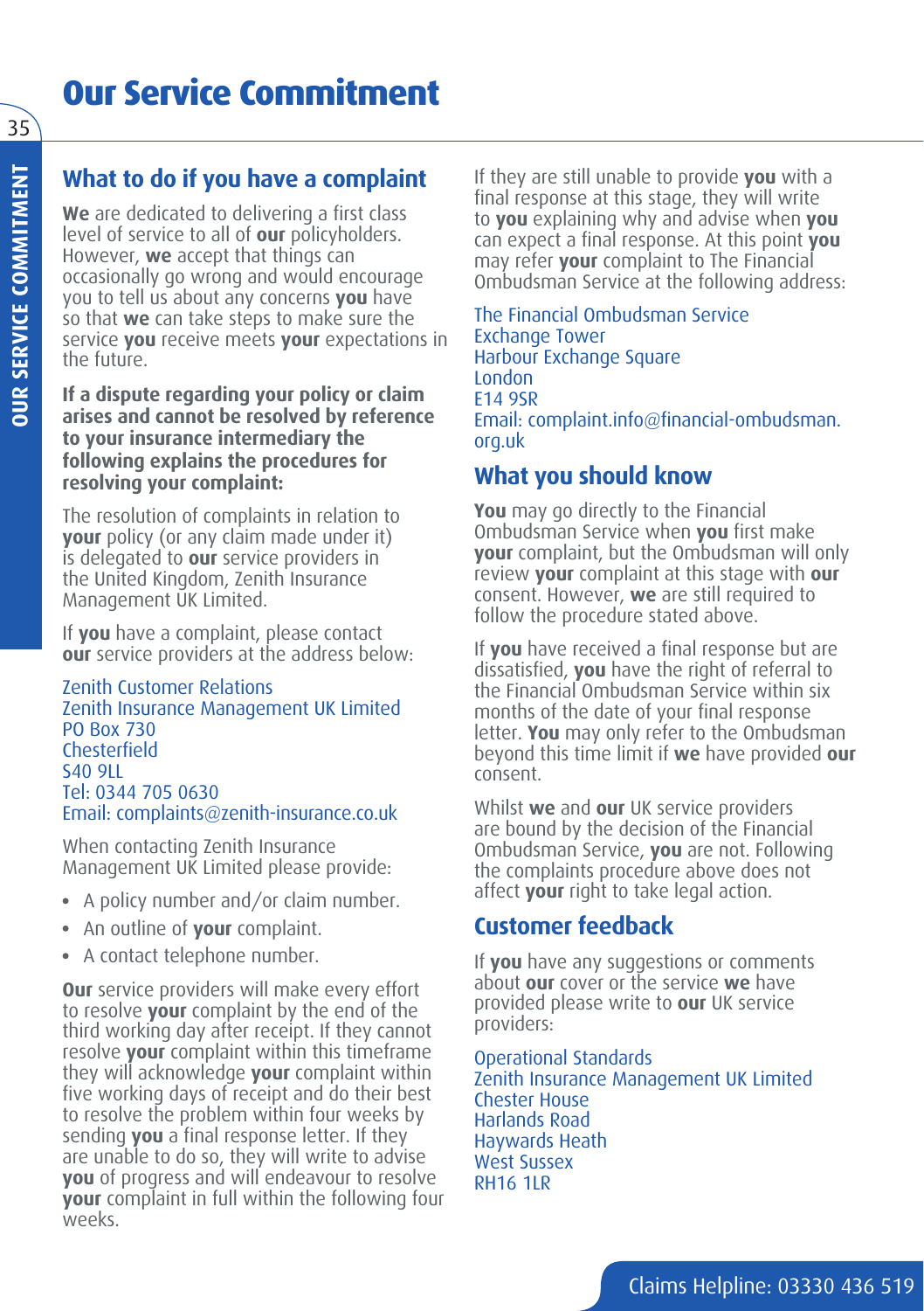# Our Service Commitment

## What to do if you have a complaint

**We** are dedicated to delivering a first class level of service to all of **our** policyholders. However, **we** accept that things can occasionally go wrong and would encourage you to tell us about any concerns **you** have so that **we** can take steps to make sure the service **you** receive meets **your** expectations in the future.

**If a dispute regarding your policy or claim arises and cannot be resolved by reference to your insurance intermediary the following explains the procedures for resolving your complaint:**

The resolution of complaints in relation to **your** policy (or any claim made under it) is delegated to **our** service providers in the United Kingdom, Zenith Insurance Management UK Limited.

If **you** have a complaint, please contact **our** service providers at the address below:

Zenith Customer Relations
Zenith Insurance Management UK Limited
PO Box 730
Chesterfield
S40 9LL
Tel: 0344 705 0630
Email: complaints@zenith-insurance.co.uk

When contacting Zenith Insurance Management UK Limited please provide:

- A policy number and/or claim number.
- An outline of **your** complaint.
- A contact telephone number.

**Our** service providers will make every effort to resolve **your** complaint by the end of the third working day after receipt. If they cannot resolve **your** complaint within this timeframe they will acknowledge **your** complaint within five working days of receipt and do their best to resolve the problem within four weeks by sending **you** a final response letter. If they are unable to do so, they will write to advise **you** of progress and will endeavour to resolve **your** complaint in full within the following four weeks.

If they are still unable to provide **you** with a final response at this stage, they will write to **you** explaining why and advise when **you** can expect a final response. At this point **you** may refer **your** complaint to The Financial Ombudsman Service at the following address:

The Financial Ombudsman Service
Exchange Tower
Harbour Exchange Square
London
E14 9SR
Email: complaint.info@financial-ombudsman.org.uk

## What you should know

**You** may go directly to the Financial Ombudsman Service when **you** first make **your** complaint, but the Ombudsman will only review **your** complaint at this stage with **our** consent. However, **we** are still required to follow the procedure stated above.

If **you** have received a final response but are dissatisfied, **you** have the right of referral to the Financial Ombudsman Service within six months of the date of your final response letter. **You** may only refer to the Ombudsman beyond this time limit if **we** have provided **our** consent.

Whilst **we** and **our** UK service providers are bound by the decision of the Financial Ombudsman Service, **you** are not. Following the complaints procedure above does not affect **your** right to take legal action.

## Customer feedback

If **you** have any suggestions or comments about **our** cover or the service **we** have provided please write to **our** UK service providers:

Operational Standards
Zenith Insurance Management UK Limited
Chester House
Harlands Road
Haywards Heath
West Sussex
RH16 1LR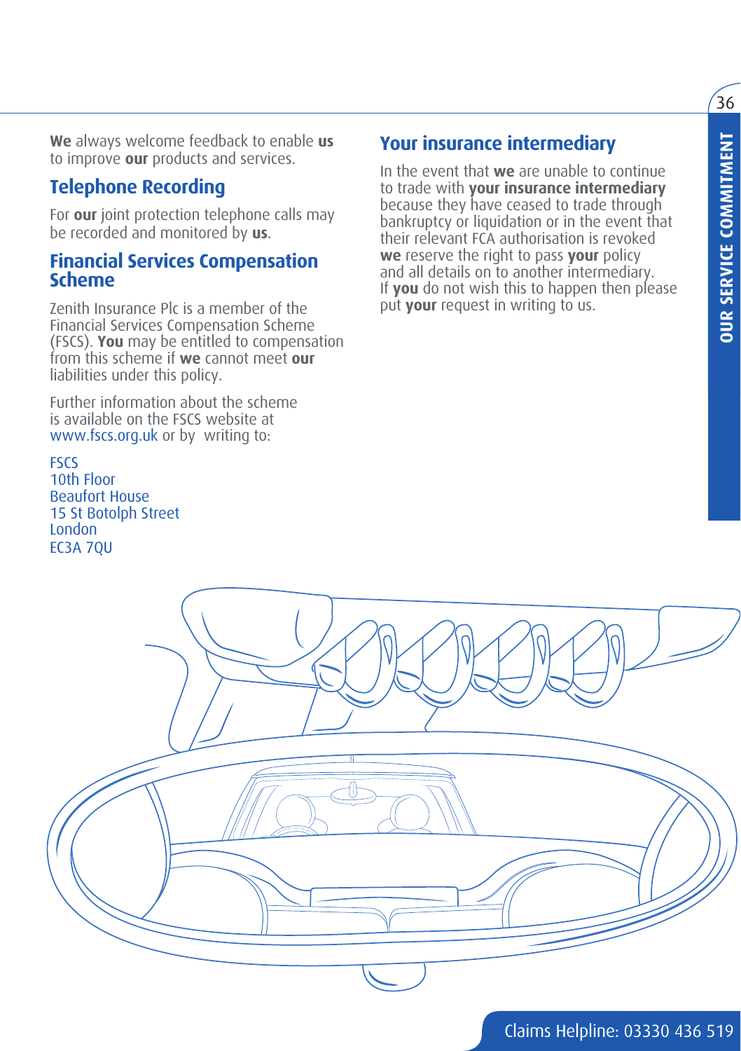**We** always welcome feedback to enable **us** to improve **our** products and services.

## Telephone Recording

For **our** joint protection telephone calls may be recorded and monitored by **us**.

## Financial Services Compensation Scheme

Zenith Insurance Plc is a member of the Financial Services Compensation Scheme (FSCS). **You** may be entitled to compensation from this scheme if **we** cannot meet **our** liabilities under this policy.

Further information about the scheme is available on the FSCS website at www.fscs.org.uk or by writing to:

FSCS
10th Floor
Beaufort House
15 St Botolph Street
London
EC3A 7QU

## Your insurance intermediary

In the event that **we** are unable to continue to trade with **your insurance intermediary** because they have ceased to trade through bankruptcy or liquidation or in the event that their relevant FCA authorisation is revoked **we** reserve the right to pass **your** policy and all details on to another intermediary. If **you** do not wish this to happen then please put **your** request in writing to us.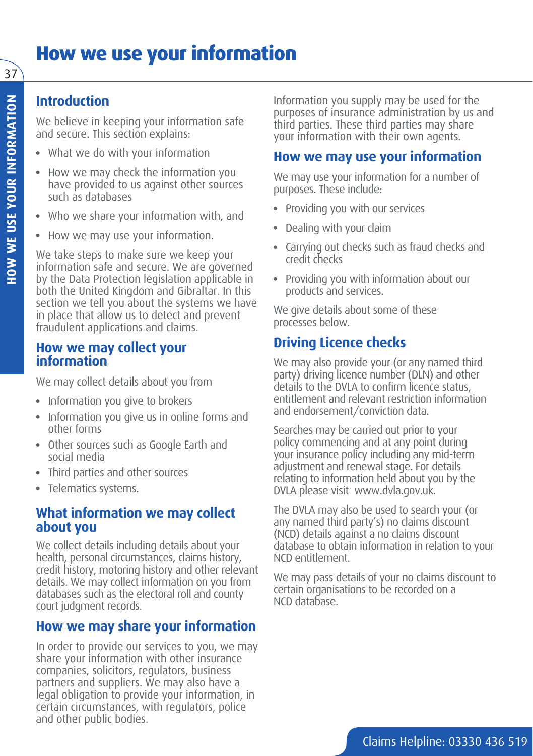# How we use your information

## Introduction

We believe in keeping your information safe and secure. This section explains:

- What we do with your information
- How we may check the information you have provided to us against other sources such as databases
- Who we share your information with, and
- How we may use your information.

We take steps to make sure we keep your information safe and secure. We are governed by the Data Protection legislation applicable in both the United Kingdom and Gibraltar. In this section we tell you about the systems we have in place that allow us to detect and prevent fraudulent applications and claims.

## How we may collect your information

We may collect details about you from

- Information you give to brokers
- Information you give us in online forms and other forms
- Other sources such as Google Earth and social media
- Third parties and other sources
- Telematics systems.

## What information we may collect about you

We collect details including details about your health, personal circumstances, claims history, credit history, motoring history and other relevant details. We may collect information on you from databases such as the electoral roll and county court judgment records.

## How we may share your information

In order to provide our services to you, we may share your information with other insurance companies, solicitors, regulators, business partners and suppliers. We may also have a legal obligation to provide your information, in certain circumstances, with regulators, police and other public bodies.

Information you supply may be used for the purposes of insurance administration by us and third parties. These third parties may share your information with their own agents.

## How we may use your information

We may use your information for a number of purposes. These include:

- Providing you with our services
- Dealing with your claim
- Carrying out checks such as fraud checks and credit checks
- Providing you with information about our products and services.

We give details about some of these processes below.

## Driving Licence checks

We may also provide your (or any named third party) driving licence number (DLN) and other details to the DVLA to confirm licence status, entitlement and relevant restriction information and endorsement/conviction data.

Searches may be carried out prior to your policy commencing and at any point during your insurance policy including any mid-term adjustment and renewal stage. For details relating to information held about you by the DVLA please visit www.dvla.gov.uk.

The DVLA may also be used to search your (or any named third party's) no claims discount (NCD) details against a no claims discount database to obtain information in relation to your NCD entitlement.

We may pass details of your no claims discount to certain organisations to be recorded on a NCD database.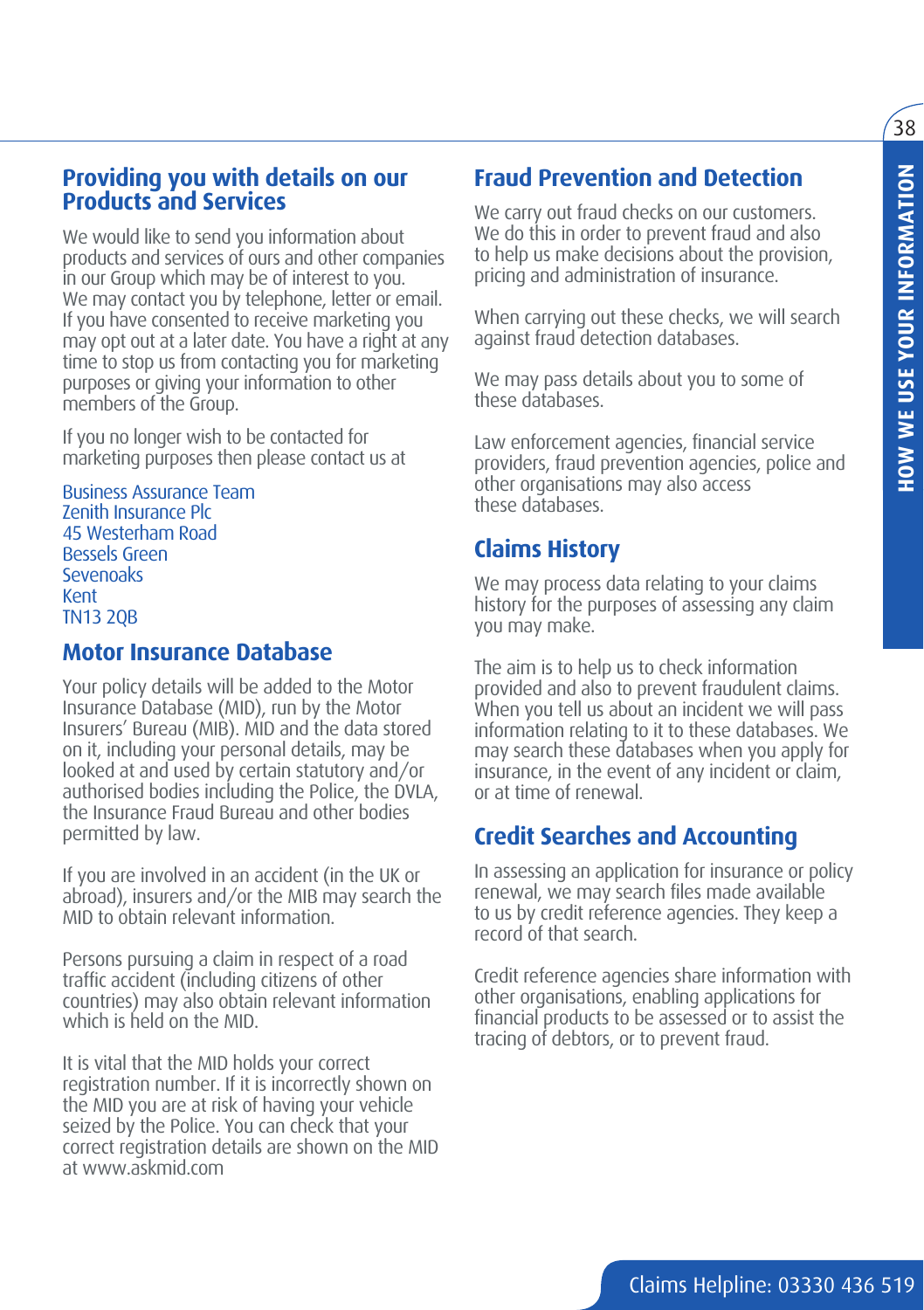## Providing you with details on our Products and Services

We would like to send you information about products and services of ours and other companies in our Group which may be of interest to you. We may contact you by telephone, letter or email. If you have consented to receive marketing you may opt out at a later date. You have a right at any time to stop us from contacting you for marketing purposes or giving your information to other members of the Group.

If you no longer wish to be contacted for marketing purposes then please contact us at

Business Assurance Team
Zenith Insurance Plc
45 Westerham Road
Bessels Green
Sevenoaks
Kent
TN13 2QB

## Motor Insurance Database

Your policy details will be added to the Motor Insurance Database (MID), run by the Motor Insurers' Bureau (MIB). MID and the data stored on it, including your personal details, may be looked at and used by certain statutory and/or authorised bodies including the Police, the DVLA, the Insurance Fraud Bureau and other bodies permitted by law.

If you are involved in an accident (in the UK or abroad), insurers and/or the MIB may search the MID to obtain relevant information.

Persons pursuing a claim in respect of a road traffic accident (including citizens of other countries) may also obtain relevant information which is held on the MID.

It is vital that the MID holds your correct registration number. If it is incorrectly shown on the MID you are at risk of having your vehicle seized by the Police. You can check that your correct registration details are shown on the MID at www.askmid.com

## Fraud Prevention and Detection

We carry out fraud checks on our customers. We do this in order to prevent fraud and also to help us make decisions about the provision, pricing and administration of insurance.

When carrying out these checks, we will search against fraud detection databases.

We may pass details about you to some of these databases.

Law enforcement agencies, financial service providers, fraud prevention agencies, police and other organisations may also access these databases.

## Claims History

We may process data relating to your claims history for the purposes of assessing any claim you may make.

The aim is to help us to check information provided and also to prevent fraudulent claims. When you tell us about an incident we will pass information relating to it to these databases. We may search these databases when you apply for insurance, in the event of any incident or claim, or at time of renewal.

## Credit Searches and Accounting

In assessing an application for insurance or policy renewal, we may search files made available to us by credit reference agencies. They keep a record of that search.

Credit reference agencies share information with other organisations, enabling applications for financial products to be assessed or to assist the tracing of debtors, or to prevent fraud.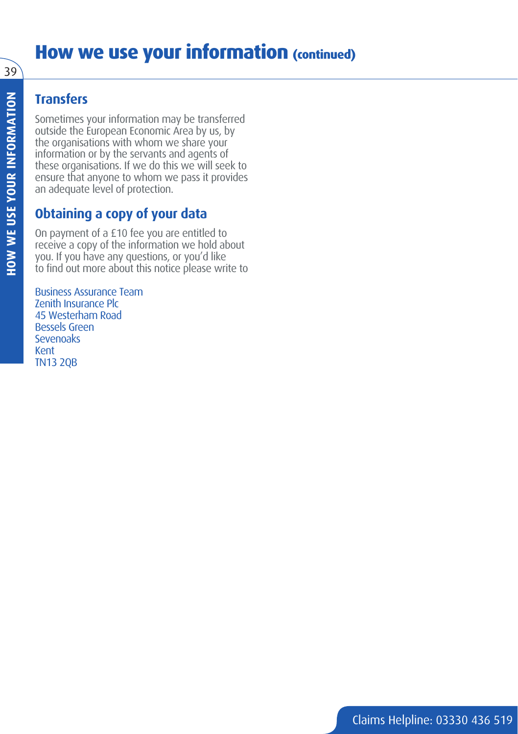## How we use your information (continued)

### Transfers

Sometimes your information may be transferred outside the European Economic Area by us, by the organisations with whom we share your information or by the servants and agents of these organisations. If we do this we will seek to ensure that anyone to whom we pass it provides an adequate level of protection.

### Obtaining a copy of your data

On payment of a £10 fee you are entitled to receive a copy of the information we hold about you. If you have any questions, or you'd like to find out more about this notice please write to

Business Assurance Team
Zenith Insurance Plc
45 Westerham Road
Bessels Green
Sevenoaks
Kent
TN13 2QB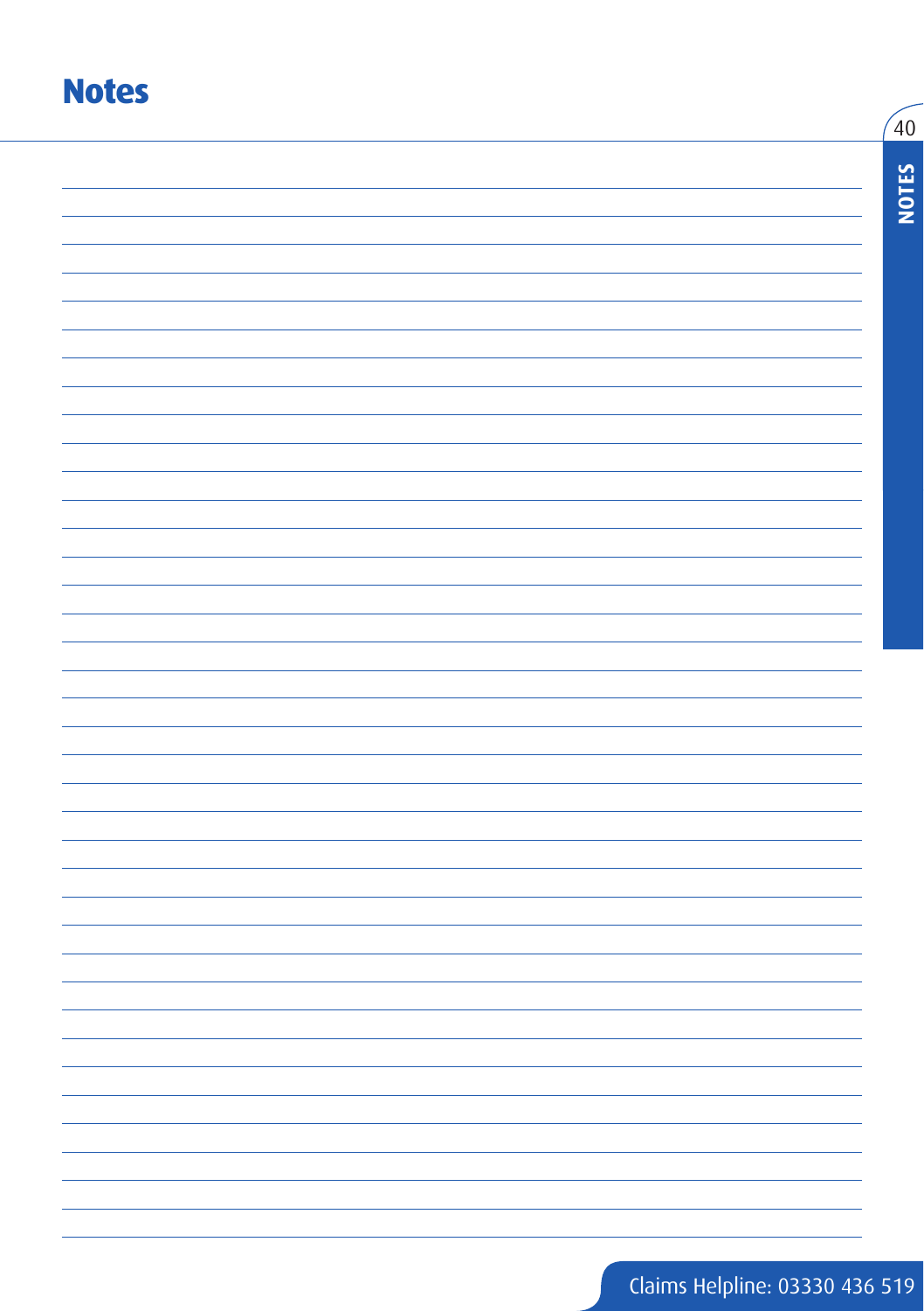# Notes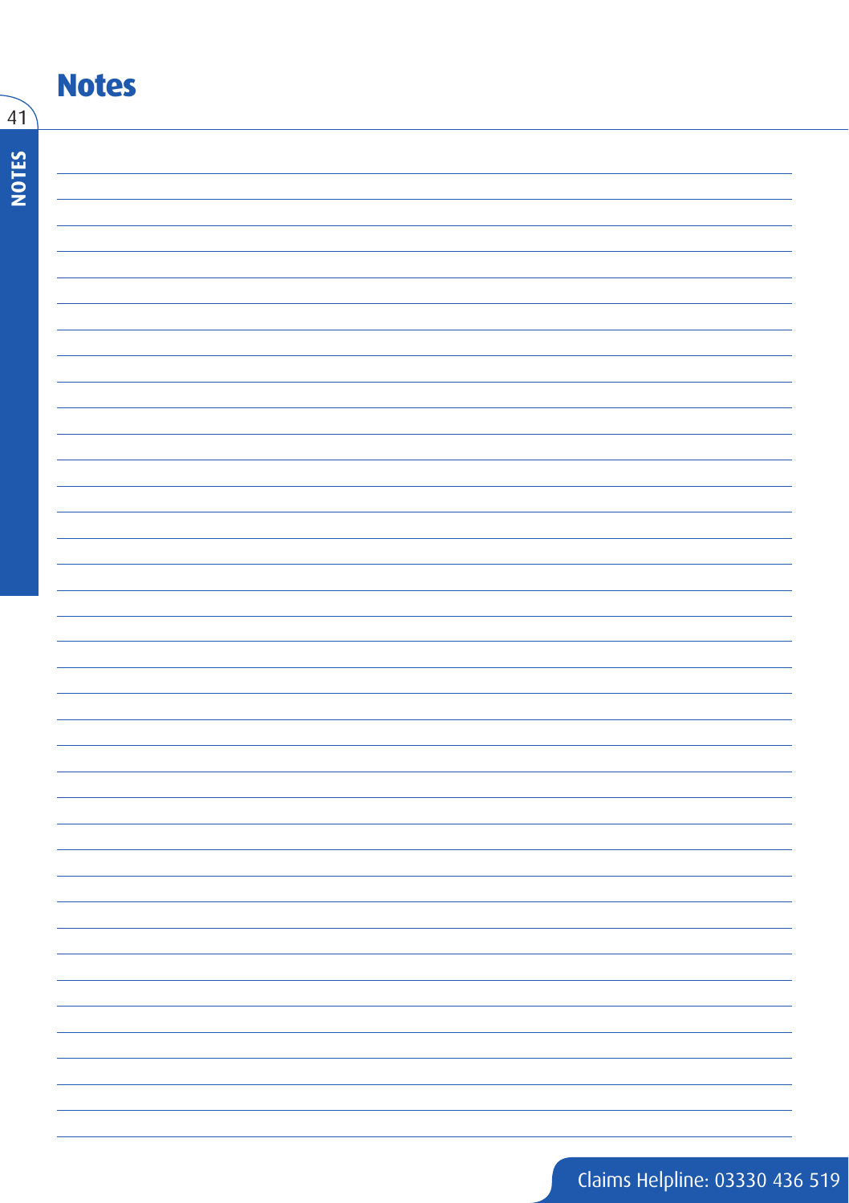# Notes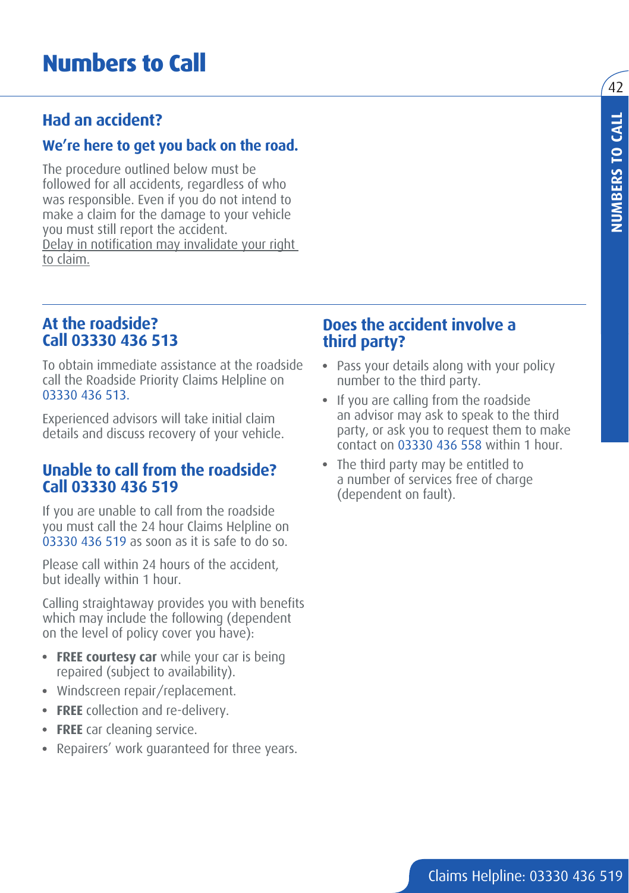# Numbers to Call

## Had an accident?

### We're here to get you back on the road.

The procedure outlined below must be followed for all accidents, regardless of who was responsible. Even if you do not intend to make a claim for the damage to your vehicle you must still report the accident.
<u>Delay in notification may invalidate your right to claim.</u>

### At the roadside? Call 03330 436 513

To obtain immediate assistance at the roadside call the Roadside Priority Claims Helpline on 03330 436 513.

Experienced advisors will take initial claim details and discuss recovery of your vehicle.

### Unable to call from the roadside? Call 03330 436 519

If you are unable to call from the roadside you must call the 24 hour Claims Helpline on 03330 436 519 as soon as it is safe to do so.

Please call within 24 hours of the accident, but ideally within 1 hour.

Calling straightaway provides you with benefits which may include the following (dependent on the level of policy cover you have):

- **FREE courtesy car** while your car is being repaired (subject to availability).
- Windscreen repair/replacement.
- **FREE** collection and re-delivery.
- **FREE** car cleaning service.
- Repairers' work guaranteed for three years.

### Does the accident involve a third party?

- Pass your details along with your policy number to the third party.
- If you are calling from the roadside an advisor may ask to speak to the third party, or ask you to request them to make contact on 03330 436 558 within 1 hour.
- The third party may be entitled to a number of services free of charge (dependent on fault).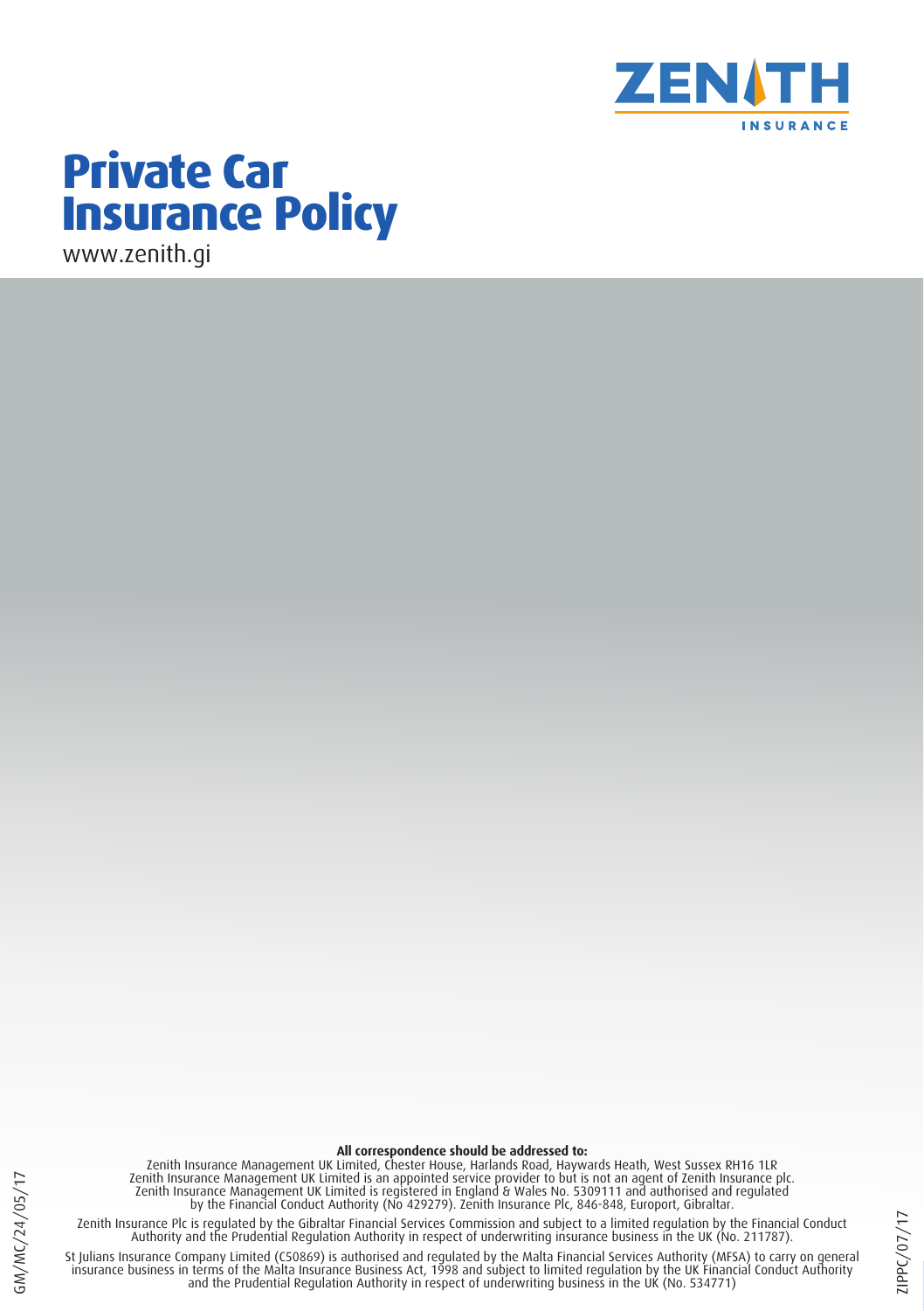ZENITH INSURANCE

# Private Car Insurance Policy

www.zenith.gi

**All correspondence should be addressed to:**

Zenith Insurance Management UK Limited, Chester House, Harlands Road, Haywards Heath, West Sussex RH16 1LR
Zenith Insurance Management UK Limited is an appointed service provider to but is not an agent of Zenith Insurance plc.
Zenith Insurance Management UK Limited is registered in England & Wales No. 5309111 and authorised and regulated by the Financial Conduct Authority (No 429279). Zenith Insurance Plc, 846-848, Europort, Gibraltar.

Zenith Insurance Plc is regulated by the Gibraltar Financial Services Commission and subject to a limited regulation by the Financial Conduct Authority and the Prudential Regulation Authority in respect of underwriting insurance business in the UK (No. 211787).

St Julians Insurance Company Limited (C50869) is authorised and regulated by the Malta Financial Services Authority (MFSA) to carry on general insurance business in terms of the Malta Insurance Business Act, 1998 and subject to limited regulation by the UK Financial Conduct Authority and the Prudential Regulation Authority in respect of underwriting business in the UK (No. 534771)

GM/MC/24/05/17

ZIPPC/07/17